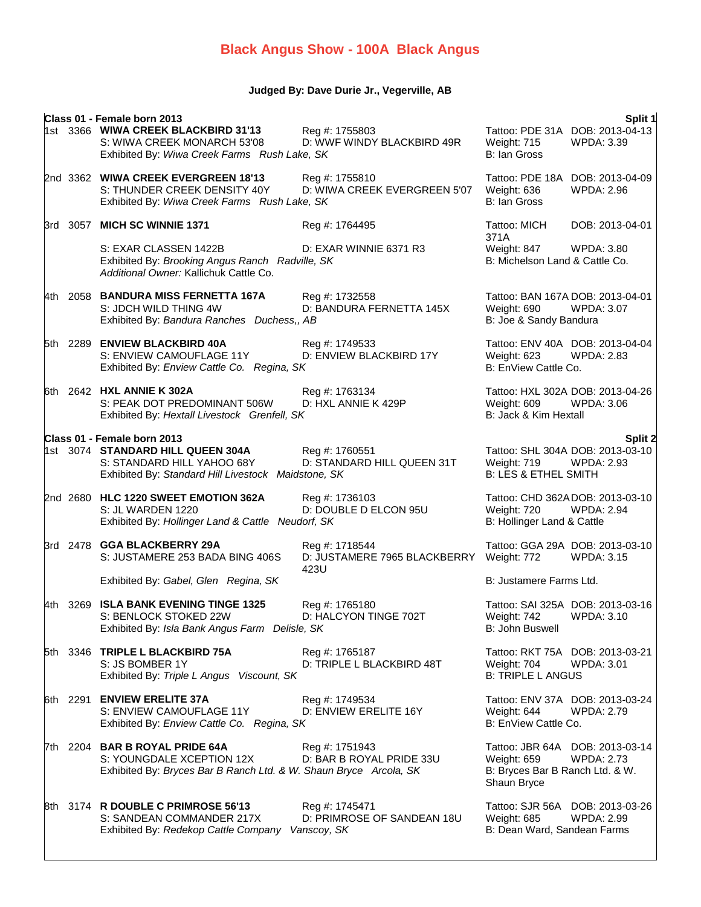# Black Angus Show - 100A Black Angus

**Judged By: Dave Durie Jr., Vegerville, AB**

## Class 01 - Female born 2013 — Split 1

**1st 3366 WIWA CREEK BLACKBIRD 31'13** — Reg #: 1755803 — Tattoo: PDE 31A — DOB: 2013-04-13
S: WIWA CREEK MONARCH 53'08 — D: WWF WINDY BLACKBIRD 49R — Weight: 715 — WPDA: 3.39
Exhibited By: *Wiwa Creek Farms Rush Lake, SK* — B: Ian Gross

**2nd 3362 WIWA CREEK EVERGREEN 18'13** — Reg #: 1755810 — Tattoo: PDE 18A — DOB: 2013-04-09
S: THUNDER CREEK DENSITY 40Y — D: WIWA CREEK EVERGREEN 5'07 — Weight: 636 — WPDA: 2.96
Exhibited By: *Wiwa Creek Farms Rush Lake, SK* — B: Ian Gross

**3rd 3057 MICH SC WINNIE 1371** — Reg #: 1764495 — Tattoo: MICH 371A — DOB: 2013-04-01
S: EXAR CLASSEN 1422B — D: EXAR WINNIE 6371 R3 — Weight: 847 — WPDA: 3.80
Exhibited By: *Brooking Angus Ranch Radville, SK* — B: Michelson Land & Cattle Co.
*Additional Owner:* Kallichuk Cattle Co.

**4th 2058 BANDURA MISS FERNETTA 167A** — Reg #: 1732558 — Tattoo: BAN 167A — DOB: 2013-04-01
S: JDCH WILD THING 4W — D: BANDURA FERNETTA 145X — Weight: 690 — WPDA: 3.07
Exhibited By: *Bandura Ranches Duchess,, AB* — B: Joe & Sandy Bandura

**5th 2289 ENVIEW BLACKBIRD 40A** — Reg #: 1749533 — Tattoo: ENV 40A — DOB: 2013-04-04
S: ENVIEW CAMOUFLAGE 11Y — D: ENVIEW BLACKBIRD 17Y — Weight: 623 — WPDA: 2.83
Exhibited By: *Enview Cattle Co. Regina, SK* — B: EnView Cattle Co.

**6th 2642 HXL ANNIE K 302A** — Reg #: 1763134 — Tattoo: HXL 302A — DOB: 2013-04-26
S: PEAK DOT PREDOMINANT 506W — D: HXL ANNIE K 429P — Weight: 609 — WPDA: 3.06
Exhibited By: *Hextall Livestock Grenfell, SK* — B: Jack & Kim Hextall

## Class 01 - Female born 2013 — Split 2

**1st 3074 STANDARD HILL QUEEN 304A** — Reg #: 1760551 — Tattoo: SHL 304A — DOB: 2013-03-10
S: STANDARD HILL YAHOO 68Y — D: STANDARD HILL QUEEN 31T — Weight: 719 — WPDA: 2.93
Exhibited By: *Standard Hill Livestock Maidstone, SK* — B: LES & ETHEL SMITH

**2nd 2680 HLC 1220 SWEET EMOTION 362A** — Reg #: 1736103 — Tattoo: CHD 362A — DOB: 2013-03-10
S: JL WARDEN 1220 — D: DOUBLE D ELCON 95U — Weight: 720 — WPDA: 2.94
Exhibited By: *Hollinger Land & Cattle Neudorf, SK* — B: Hollinger Land & Cattle

**3rd 2478 GGA BLACKBERRY 29A** — Reg #: 1718544 — Tattoo: GGA 29A — DOB: 2013-03-10
S: JUSTAMERE 253 BADA BING 406S — D: JUSTAMERE 7965 BLACKBERRY 423U — Weight: 772 — WPDA: 3.15
Exhibited By: *Gabel, Glen Regina, SK* — B: Justamere Farms Ltd.

**4th 3269 ISLA BANK EVENING TINGE 1325** — Reg #: 1765180 — Tattoo: SAI 325A — DOB: 2013-03-16
S: BENLOCK STOKED 22W — D: HALCYON TINGE 702T — Weight: 742 — WPDA: 3.10
Exhibited By: *Isla Bank Angus Farm Delisle, SK* — B: John Buswell

**5th 3346 TRIPLE L BLACKBIRD 75A** — Reg #: 1765187 — Tattoo: RKT 75A — DOB: 2013-03-21
S: JS BOMBER 1Y — D: TRIPLE L BLACKBIRD 48T — Weight: 704 — WPDA: 3.01
Exhibited By: *Triple L Angus Viscount, SK* — B: TRIPLE L ANGUS

**6th 2291 ENVIEW ERELITE 37A** — Reg #: 1749534 — Tattoo: ENV 37A — DOB: 2013-03-24
S: ENVIEW CAMOUFLAGE 11Y — D: ENVIEW ERELITE 16Y — Weight: 644 — WPDA: 2.79
Exhibited By: *Enview Cattle Co. Regina, SK* — B: EnView Cattle Co.

**7th 2204 BAR B ROYAL PRIDE 64A** — Reg #: 1751943 — Tattoo: JBR 64A — DOB: 2013-03-14
S: YOUNGDALE XCEPTION 12X — D: BAR B ROYAL PRIDE 33U — Weight: 659 — WPDA: 2.73
Exhibited By: *Bryces Bar B Ranch Ltd. & W. Shaun Bryce Arcola, SK* — B: Bryces Bar B Ranch Ltd. & W. Shaun Bryce

**8th 3174 R DOUBLE C PRIMROSE 56'13** — Reg #: 1745471 — Tattoo: SJR 56A — DOB: 2013-03-26
S: SANDEAN COMMANDER 217X — D: PRIMROSE OF SANDEAN 18U — Weight: 685 — WPDA: 2.99
Exhibited By: *Redekop Cattle Company Vanscoy, SK* — B: Dean Ward, Sandean Farms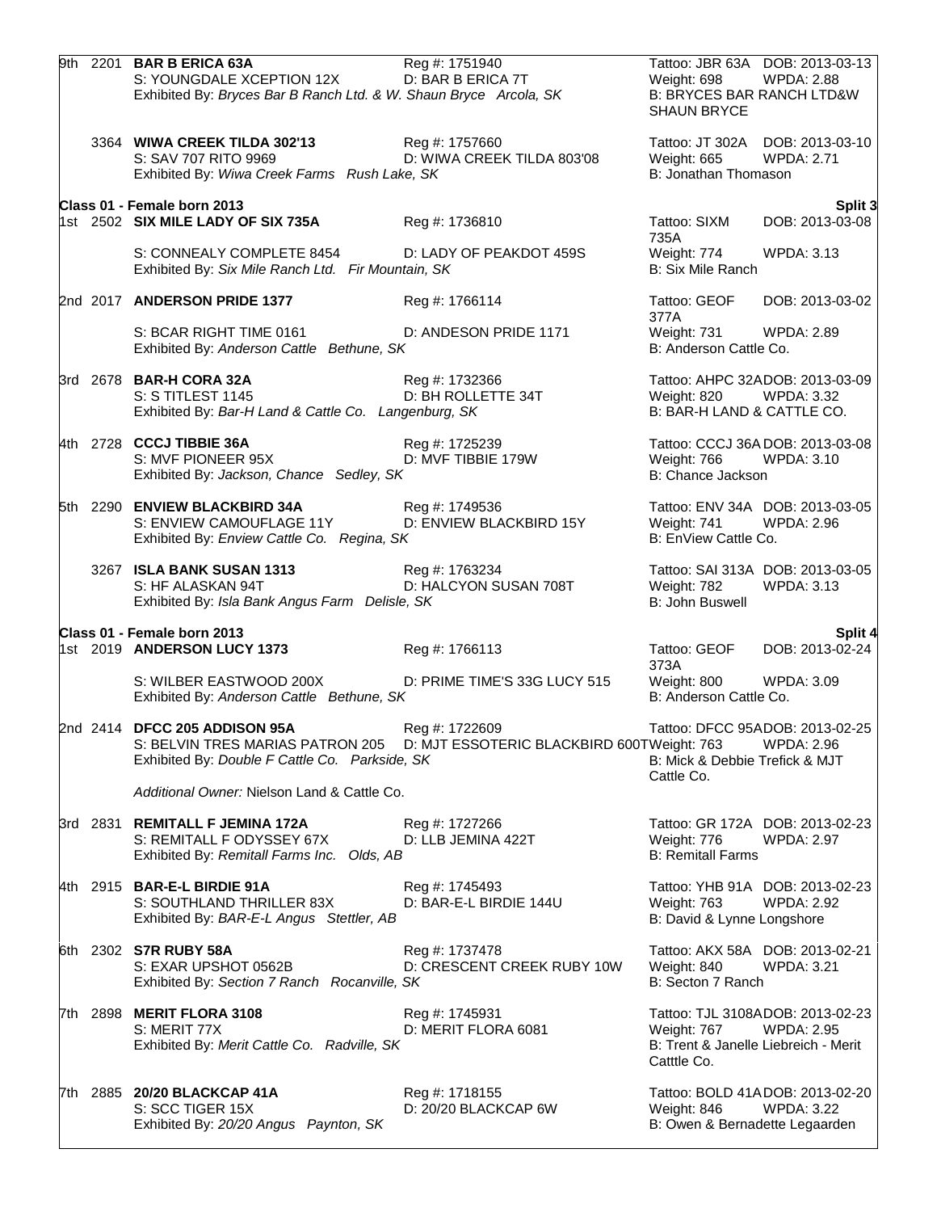9th 2201 **BAR B ERICA 63A** Reg #: 1751940 Tattoo: JBR 63A DOB: 2013-03-13
S: YOUNGDALE XCEPTION 12X D: BAR B ERICA 7T Weight: 698 WPDA: 2.88
Exhibited By: *Bryces Bar B Ranch Ltd. & W. Shaun Bryce Arcola, SK* B: BRYCES BAR RANCH LTD&W SHAUN BRYCE

3364 **WIWA CREEK TILDA 302'13** Reg #: 1757660 Tattoo: JT 302A DOB: 2013-03-10
S: SAV 707 RITO 9969 D: WIWA CREEK TILDA 803'08 Weight: 665 WPDA: 2.71
Exhibited By: *Wiwa Creek Farms Rush Lake, SK* B: Jonathan Thomason

**Class 01 - Female born 2013** **Split 3**

1st 2502 **SIX MILE LADY OF SIX 735A** Reg #: 1736810 Tattoo: SIXM 735A DOB: 2013-03-08
S: CONNEALY COMPLETE 8454 D: LADY OF PEAKDOT 459S Weight: 774 WPDA: 3.13
Exhibited By: *Six Mile Ranch Ltd. Fir Mountain, SK* B: Six Mile Ranch

2nd 2017 **ANDERSON PRIDE 1377** Reg #: 1766114 Tattoo: GEOF 377A DOB: 2013-03-02
S: BCAR RIGHT TIME 0161 D: ANDESON PRIDE 1171 Weight: 731 WPDA: 2.89
Exhibited By: *Anderson Cattle Bethune, SK* B: Anderson Cattle Co.

3rd 2678 **BAR-H CORA 32A** Reg #: 1732366 Tattoo: AHPC 32A DOB: 2013-03-09
S: S TITLEST 1145 D: BH ROLLETTE 34T Weight: 820 WPDA: 3.32
Exhibited By: *Bar-H Land & Cattle Co. Langenburg, SK* B: BAR-H LAND & CATTLE CO.

4th 2728 **CCCJ TIBBIE 36A** Reg #: 1725239 Tattoo: CCCJ 36A DOB: 2013-03-08
S: MVF PIONEER 95X D: MVF TIBBIE 179W Weight: 766 WPDA: 3.10
Exhibited By: *Jackson, Chance Sedley, SK* B: Chance Jackson

5th 2290 **ENVIEW BLACKBIRD 34A** Reg #: 1749536 Tattoo: ENV 34A DOB: 2013-03-05
S: ENVIEW CAMOUFLAGE 11Y D: ENVIEW BLACKBIRD 15Y Weight: 741 WPDA: 2.96
Exhibited By: *Enview Cattle Co. Regina, SK* B: EnView Cattle Co.

3267 **ISLA BANK SUSAN 1313** Reg #: 1763234 Tattoo: SAI 313A DOB: 2013-03-05
S: HF ALASKAN 94T D: HALCYON SUSAN 708T Weight: 782 WPDA: 3.13
Exhibited By: *Isla Bank Angus Farm Delisle, SK* B: John Buswell

**Class 01 - Female born 2013** **Split 4**

1st 2019 **ANDERSON LUCY 1373** Reg #: 1766113 Tattoo: GEOF 373A DOB: 2013-02-24
S: WILBER EASTWOOD 200X D: PRIME TIME'S 33G LUCY 515 Weight: 800 WPDA: 3.09
Exhibited By: *Anderson Cattle Bethune, SK* B: Anderson Cattle Co.

2nd 2414 **DFCC 205 ADDISON 95A** Reg #: 1722609 Tattoo: DFCC 95A DOB: 2013-02-25
S: BELVIN TRES MARIAS PATRON 205 D: MJT ESSOTERIC BLACKBIRD 600T Weight: 763 WPDA: 2.96
Exhibited By: *Double F Cattle Co. Parkside, SK* B: Mick & Debbie Trefick & MJT Cattle Co.

*Additional Owner:* Nielson Land & Cattle Co.

3rd 2831 **REMITALL F JEMINA 172A** Reg #: 1727266 Tattoo: GR 172A DOB: 2013-02-23
S: REMITALL F ODYSSEY 67X D: LLB JEMINA 422T Weight: 776 WPDA: 2.97
Exhibited By: *Remitall Farms Inc. Olds, AB* B: Remitall Farms

4th 2915 **BAR-E-L BIRDIE 91A** Reg #: 1745493 Tattoo: YHB 91A DOB: 2013-02-23
S: SOUTHLAND THRILLER 83X D: BAR-E-L BIRDIE 144U Weight: 763 WPDA: 2.92
Exhibited By: *BAR-E-L Angus Stettler, AB* B: David & Lynne Longshore

6th 2302 **S7R RUBY 58A** Reg #: 1737478 Tattoo: AKX 58A DOB: 2013-02-21
S: EXAR UPSHOT 0562B D: CRESCENT CREEK RUBY 10W Weight: 840 WPDA: 3.21
Exhibited By: *Section 7 Ranch Rocanville, SK* B: Secton 7 Ranch

7th 2898 **MERIT FLORA 3108** Reg #: 1745931 Tattoo: TJL 3108A DOB: 2013-02-23
S: MERIT 77X D: MERIT FLORA 6081 Weight: 767 WPDA: 2.95
Exhibited By: *Merit Cattle Co. Radville, SK* B: Trent & Janelle Liebreich - Merit Catttle Co.

7th 2885 **20/20 BLACKCAP 41A** Reg #: 1718155 Tattoo: BOLD 41A DOB: 2013-02-20
S: SCC TIGER 15X D: 20/20 BLACKCAP 6W Weight: 846 WPDA: 3.22
Exhibited By: *20/20 Angus Paynton, SK* B: Owen & Bernadette Legaarden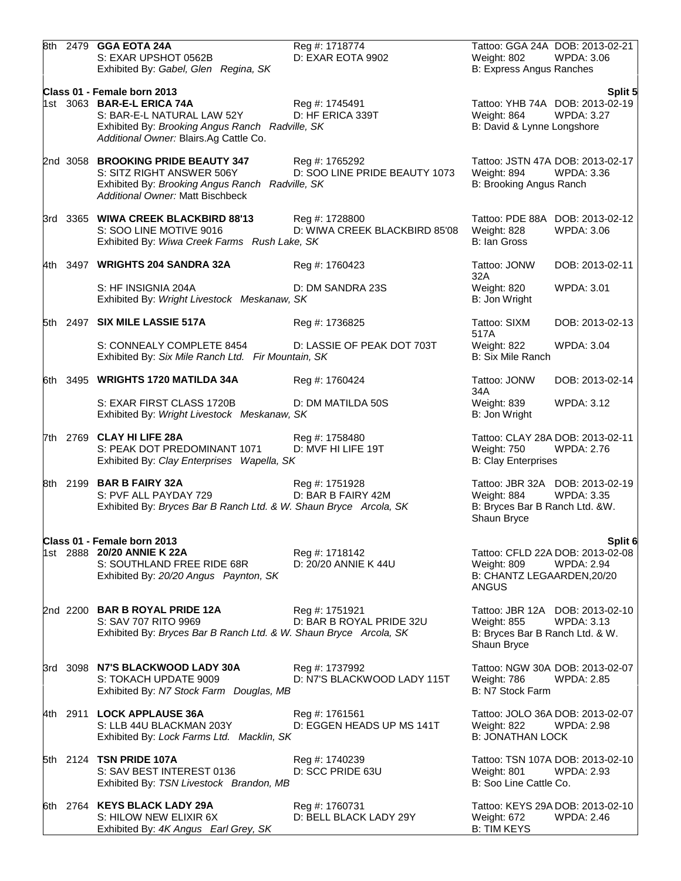| | | | | | |
|---|---|---|---|---|---|
| 8th | 2479 | **GGA EOTA 24A** | Reg #: 1718774 | Tattoo: GGA 24A | DOB: 2013-02-21 |
| | | S: EXAR UPSHOT 0562B | D: EXAR EOTA 9902 | Weight: 802 | WPDA: 3.06 |
| | | Exhibited By: *Gabel, Glen Regina, SK* | | B: Express Angus Ranches | |

**Class 01 - Female born 2013** — **Split 5**

| | | | | | |
|---|---|---|---|---|---|
| 1st | 3063 | **BAR-E-L ERICA 74A** | Reg #: 1745491 | Tattoo: YHB 74A | DOB: 2013-02-19 |
| | | S: BAR-E-L NATURAL LAW 52Y | D: HF ERICA 339T | Weight: 864 | WPDA: 3.27 |
| | | Exhibited By: *Brooking Angus Ranch Radville, SK* | | B: David & Lynne Longshore | |
| | | *Additional Owner:* Blairs.Ag Cattle Co. | | | |
| 2nd | 3058 | **BROOKING PRIDE BEAUTY 347** | Reg #: 1765292 | Tattoo: JSTN 47A | DOB: 2013-02-17 |
| | | S: SITZ RIGHT ANSWER 506Y | D: SOO LINE PRIDE BEAUTY 1073 | Weight: 894 | WPDA: 3.36 |
| | | Exhibited By: *Brooking Angus Ranch Radville, SK* | | B: Brooking Angus Ranch | |
| | | *Additional Owner:* Matt Bischbeck | | | |
| 3rd | 3365 | **WIWA CREEK BLACKBIRD 88'13** | Reg #: 1728800 | Tattoo: PDE 88A | DOB: 2013-02-12 |
| | | S: SOO LINE MOTIVE 9016 | D: WIWA CREEK BLACKBIRD 85'08 | Weight: 828 | WPDA: 3.06 |
| | | Exhibited By: *Wiwa Creek Farms Rush Lake, SK* | | B: Ian Gross | |
| 4th | 3497 | **WRIGHTS 204 SANDRA 32A** | Reg #: 1760423 | Tattoo: JONW 32A | DOB: 2013-02-11 |
| | | S: HF INSIGNIA 204A | D: DM SANDRA 23S | Weight: 820 | WPDA: 3.01 |
| | | Exhibited By: *Wright Livestock Meskanaw, SK* | | B: Jon Wright | |
| 5th | 2497 | **SIX MILE LASSIE 517A** | Reg #: 1736825 | Tattoo: SIXM 517A | DOB: 2013-02-13 |
| | | S: CONNEALY COMPLETE 8454 | D: LASSIE OF PEAK DOT 703T | Weight: 822 | WPDA: 3.04 |
| | | Exhibited By: *Six Mile Ranch Ltd. Fir Mountain, SK* | | B: Six Mile Ranch | |
| 6th | 3495 | **WRIGHTS 1720 MATILDA 34A** | Reg #: 1760424 | Tattoo: JONW 34A | DOB: 2013-02-14 |
| | | S: EXAR FIRST CLASS 1720B | D: DM MATILDA 50S | Weight: 839 | WPDA: 3.12 |
| | | Exhibited By: *Wright Livestock Meskanaw, SK* | | B: Jon Wright | |
| 7th | 2769 | **CLAY HI LIFE 28A** | Reg #: 1758480 | Tattoo: CLAY 28A | DOB: 2013-02-11 |
| | | S: PEAK DOT PREDOMINANT 1071 | D: MVF HI LIFE 19T | Weight: 750 | WPDA: 2.76 |
| | | Exhibited By: *Clay Enterprises Wapella, SK* | | B: Clay Enterprises | |
| 8th | 2199 | **BAR B FAIRY 32A** | Reg #: 1751928 | Tattoo: JBR 32A | DOB: 2013-02-19 |
| | | S: PVF ALL PAYDAY 729 | D: BAR B FAIRY 42M | Weight: 884 | WPDA: 3.35 |
| | | Exhibited By: *Bryces Bar B Ranch Ltd. & W. Shaun Bryce Arcola, SK* | | B: Bryces Bar B Ranch Ltd. &W. Shaun Bryce | |

**Class 01 - Female born 2013** — **Split 6**

| | | | | | |
|---|---|---|---|---|---|
| 1st | 2888 | **20/20 ANNIE K 22A** | Reg #: 1718142 | Tattoo: CFLD 22A | DOB: 2013-02-08 |
| | | S: SOUTHLAND FREE RIDE 68R | D: 20/20 ANNIE K 44U | Weight: 809 | WPDA: 2.94 |
| | | Exhibited By: *20/20 Angus Paynton, SK* | | B: CHANTZ LEGAARDEN,20/20 ANGUS | |
| 2nd | 2200 | **BAR B ROYAL PRIDE 12A** | Reg #: 1751921 | Tattoo: JBR 12A | DOB: 2013-02-10 |
| | | S: SAV 707 RITO 9969 | D: BAR B ROYAL PRIDE 32U | Weight: 855 | WPDA: 3.13 |
| | | Exhibited By: *Bryces Bar B Ranch Ltd. & W. Shaun Bryce Arcola, SK* | | B: Bryces Bar B Ranch Ltd. & W. Shaun Bryce | |
| 3rd | 3098 | **N7'S BLACKWOOD LADY 30A** | Reg #: 1737992 | Tattoo: NGW 30A | DOB: 2013-02-07 |
| | | S: TOKACH UPDATE 9009 | D: N7'S BLACKWOOD LADY 115T | Weight: 786 | WPDA: 2.85 |
| | | Exhibited By: *N7 Stock Farm Douglas, MB* | | B: N7 Stock Farm | |
| 4th | 2911 | **LOCK APPLAUSE 36A** | Reg #: 1761561 | Tattoo: JOLO 36A | DOB: 2013-02-07 |
| | | S: LLB 44U BLACKMAN 203Y | D: EGGEN HEADS UP MS 141T | Weight: 822 | WPDA: 2.98 |
| | | Exhibited By: *Lock Farms Ltd. Macklin, SK* | | B: JONATHAN LOCK | |
| 5th | 2124 | **TSN PRIDE 107A** | Reg #: 1740239 | Tattoo: TSN 107A | DOB: 2013-02-10 |
| | | S: SAV BEST INTEREST 0136 | D: SCC PRIDE 63U | Weight: 801 | WPDA: 2.93 |
| | | Exhibited By: *TSN Livestock Brandon, MB* | | B: Soo Line Cattle Co. | |
| 6th | 2764 | **KEYS BLACK LADY 29A** | Reg #: 1760731 | Tattoo: KEYS 29A | DOB: 2013-02-10 |
| | | S: HILOW NEW ELIXIR 6X | D: BELL BLACK LADY 29Y | Weight: 672 | WPDA: 2.46 |
| | | Exhibited By: *4K Angus Earl Grey, SK* | | B: TIM KEYS | |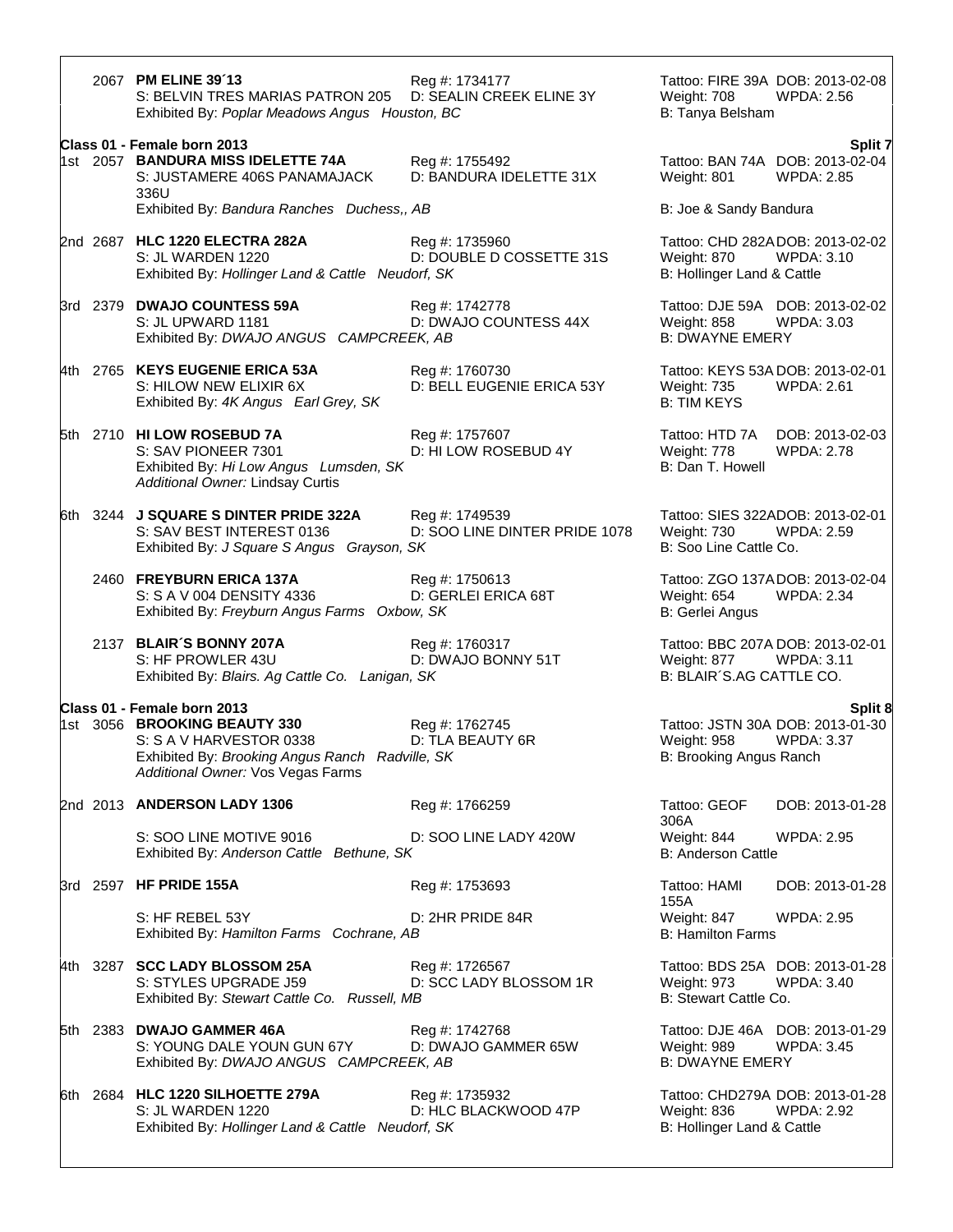2067 **PM ELINE 39´13** Reg #: 1734177 Tattoo: FIRE 39A DOB: 2013-02-08
S: BELVIN TRES MARIAS PATRON 205 D: SEALIN CREEK ELINE 3Y Weight: 708 WPDA: 2.56
Exhibited By: *Poplar Meadows Angus Houston, BC* B: Tanya Belsham

**Class 01 - Female born 2013** **Split 7**

1st 2057 **BANDURA MISS IDELETTE 74A** Reg #: 1755492 Tattoo: BAN 74A DOB: 2013-02-04
S: JUSTAMERE 406S PANAMAJACK 336U D: BANDURA IDELETTE 31X Weight: 801 WPDA: 2.85
Exhibited By: *Bandura Ranches Duchess,, AB* B: Joe & Sandy Bandura

2nd 2687 **HLC 1220 ELECTRA 282A** Reg #: 1735960 Tattoo: CHD 282A DOB: 2013-02-02
S: JL WARDEN 1220 D: DOUBLE D COSSETTE 31S Weight: 870 WPDA: 3.10
Exhibited By: *Hollinger Land & Cattle Neudorf, SK* B: Hollinger Land & Cattle

3rd 2379 **DWAJO COUNTESS 59A** Reg #: 1742778 Tattoo: DJE 59A DOB: 2013-02-02
S: JL UPWARD 1181 D: DWAJO COUNTESS 44X Weight: 858 WPDA: 3.03
Exhibited By: *DWAJO ANGUS CAMPCREEK, AB* B: DWAYNE EMERY

4th 2765 **KEYS EUGENIE ERICA 53A** Reg #: 1760730 Tattoo: KEYS 53A DOB: 2013-02-01
S: HILOW NEW ELIXIR 6X D: BELL EUGENIE ERICA 53Y Weight: 735 WPDA: 2.61
Exhibited By: *4K Angus Earl Grey, SK* B: TIM KEYS

5th 2710 **HI LOW ROSEBUD 7A** Reg #: 1757607 Tattoo: HTD 7A DOB: 2013-02-03
S: SAV PIONEER 7301 D: HI LOW ROSEBUD 4Y Weight: 778 WPDA: 2.78
Exhibited By: *Hi Low Angus Lumsden, SK* B: Dan T. Howell
*Additional Owner:* Lindsay Curtis

6th 3244 **J SQUARE S DINTER PRIDE 322A** Reg #: 1749539 Tattoo: SIES 322A DOB: 2013-02-01
S: SAV BEST INTEREST 0136 D: SOO LINE DINTER PRIDE 1078 Weight: 730 WPDA: 2.59
Exhibited By: *J Square S Angus Grayson, SK* B: Soo Line Cattle Co.

2460 **FREYBURN ERICA 137A** Reg #: 1750613 Tattoo: ZGO 137A DOB: 2013-02-04
S: S A V 004 DENSITY 4336 D: GERLEI ERICA 68T Weight: 654 WPDA: 2.34
Exhibited By: *Freyburn Angus Farms Oxbow, SK* B: Gerlei Angus

2137 **BLAIR´S BONNY 207A** Reg #: 1760317 Tattoo: BBC 207A DOB: 2013-02-01
S: HF PROWLER 43U D: DWAJO BONNY 51T Weight: 877 WPDA: 3.11
Exhibited By: *Blairs. Ag Cattle Co. Lanigan, SK* B: BLAIR´S.AG CATTLE CO.

**Class 01 - Female born 2013** **Split 8**

1st 3056 **BROOKING BEAUTY 330** Reg #: 1762745 Tattoo: JSTN 30A DOB: 2013-01-30
S: S A V HARVESTOR 0338 D: TLA BEAUTY 6R Weight: 958 WPDA: 3.37
Exhibited By: *Brooking Angus Ranch Radville, SK* B: Brooking Angus Ranch
*Additional Owner:* Vos Vegas Farms

2nd 2013 **ANDERSON LADY 1306** Reg #: 1766259 Tattoo: GEOF 306A DOB: 2013-01-28
S: SOO LINE MOTIVE 9016 D: SOO LINE LADY 420W Weight: 844 WPDA: 2.95
Exhibited By: *Anderson Cattle Bethune, SK* B: Anderson Cattle

3rd 2597 **HF PRIDE 155A** Reg #: 1753693 Tattoo: HAMI 155A DOB: 2013-01-28
S: HF REBEL 53Y D: 2HR PRIDE 84R Weight: 847 WPDA: 2.95
Exhibited By: *Hamilton Farms Cochrane, AB* B: Hamilton Farms

4th 3287 **SCC LADY BLOSSOM 25A** Reg #: 1726567 Tattoo: BDS 25A DOB: 2013-01-28
S: STYLES UPGRADE J59 D: SCC LADY BLOSSOM 1R Weight: 973 WPDA: 3.40
Exhibited By: *Stewart Cattle Co. Russell, MB* B: Stewart Cattle Co.

5th 2383 **DWAJO GAMMER 46A** Reg #: 1742768 Tattoo: DJE 46A DOB: 2013-01-29
S: YOUNG DALE YOUN GUN 67Y D: DWAJO GAMMER 65W Weight: 989 WPDA: 3.45
Exhibited By: *DWAJO ANGUS CAMPCREEK, AB* B: DWAYNE EMERY

6th 2684 **HLC 1220 SILHOETTE 279A** Reg #: 1735932 Tattoo: CHD279A DOB: 2013-01-28
S: JL WARDEN 1220 D: HLC BLACKWOOD 47P Weight: 836 WPDA: 2.92
Exhibited By: *Hollinger Land & Cattle Neudorf, SK* B: Hollinger Land & Cattle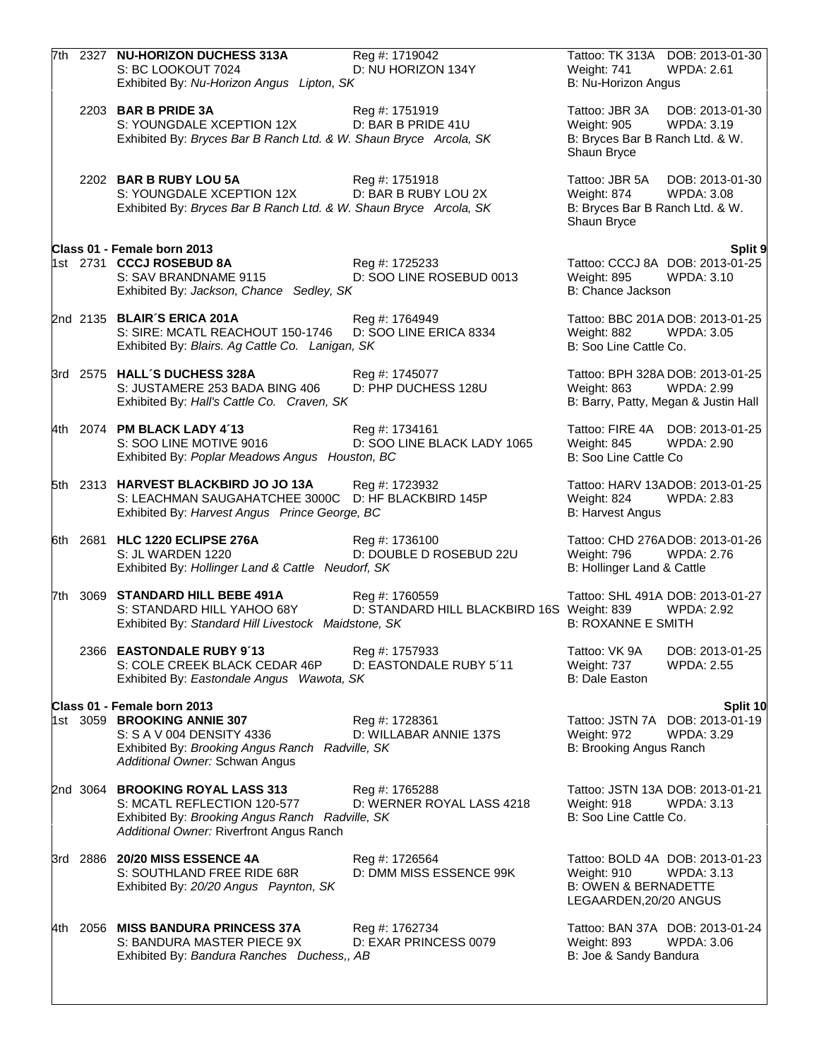7th 2327 **NU-HORIZON DUCHESS 313A** Reg #: 1719042 Tattoo: TK 313A DOB: 2013-01-30
S: BC LOOKOUT 7024 D: NU HORIZON 134Y Weight: 741 WPDA: 2.61
Exhibited By: *Nu-Horizon Angus Lipton, SK* B: Nu-Horizon Angus

2203 **BAR B PRIDE 3A** Reg #: 1751919 Tattoo: JBR 3A DOB: 2013-01-30
S: YOUNGDALE XCEPTION 12X D: BAR B PRIDE 41U Weight: 905 WPDA: 3.19
Exhibited By: *Bryces Bar B Ranch Ltd. & W. Shaun Bryce Arcola, SK* B: Bryces Bar B Ranch Ltd. & W. Shaun Bryce

2202 **BAR B RUBY LOU 5A** Reg #: 1751918 Tattoo: JBR 5A DOB: 2013-01-30
S: YOUNGDALE XCEPTION 12X D: BAR B RUBY LOU 2X Weight: 874 WPDA: 3.08
Exhibited By: *Bryces Bar B Ranch Ltd. & W. Shaun Bryce Arcola, SK* B: Bryces Bar B Ranch Ltd. & W. Shaun Bryce

**Class 01 - Female born 2013** **Split 9**

1st 2731 **CCCJ ROSEBUD 8A** Reg #: 1725233 Tattoo: CCCJ 8A DOB: 2013-01-25
S: SAV BRANDNAME 9115 D: SOO LINE ROSEBUD 0013 Weight: 895 WPDA: 3.10
Exhibited By: *Jackson, Chance Sedley, SK* B: Chance Jackson

2nd 2135 **BLAIR´S ERICA 201A** Reg #: 1764949 Tattoo: BBC 201A DOB: 2013-01-25
S: SIRE: MCATL REACHOUT 150-1746 D: SOO LINE ERICA 8334 Weight: 882 WPDA: 3.05
Exhibited By: *Blairs. Ag Cattle Co. Lanigan, SK* B: Soo Line Cattle Co.

3rd 2575 **HALL´S DUCHESS 328A** Reg #: 1745077 Tattoo: BPH 328A DOB: 2013-01-25
S: JUSTAMERE 253 BADA BING 406 D: PHP DUCHESS 128U Weight: 863 WPDA: 2.99
Exhibited By: *Hall's Cattle Co. Craven, SK* B: Barry, Patty, Megan & Justin Hall

4th 2074 **PM BLACK LADY 4´13** Reg #: 1734161 Tattoo: FIRE 4A DOB: 2013-01-25
S: SOO LINE MOTIVE 9016 D: SOO LINE BLACK LADY 1065 Weight: 845 WPDA: 2.90
Exhibited By: *Poplar Meadows Angus Houston, BC* B: Soo Line Cattle Co

5th 2313 **HARVEST BLACKBIRD JO JO 13A** Reg #: 1723932 Tattoo: HARV 13A DOB: 2013-01-25
S: LEACHMAN SAUGAHATCHEE 3000C D: HF BLACKBIRD 145P Weight: 824 WPDA: 2.83
Exhibited By: *Harvest Angus Prince George, BC* B: Harvest Angus

6th 2681 **HLC 1220 ECLIPSE 276A** Reg #: 1736100 Tattoo: CHD 276A DOB: 2013-01-26
S: JL WARDEN 1220 D: DOUBLE D ROSEBUD 22U Weight: 796 WPDA: 2.76
Exhibited By: *Hollinger Land & Cattle Neudorf, SK* B: Hollinger Land & Cattle

7th 3069 **STANDARD HILL BEBE 491A** Reg #: 1760559 Tattoo: SHL 491A DOB: 2013-01-27
S: STANDARD HILL YAHOO 68Y D: STANDARD HILL BLACKBIRD 16S Weight: 839 WPDA: 2.92
Exhibited By: *Standard Hill Livestock Maidstone, SK* B: ROXANNE E SMITH

2366 **EASTONDALE RUBY 9´13** Reg #: 1757933 Tattoo: VK 9A DOB: 2013-01-25
S: COLE CREEK BLACK CEDAR 46P D: EASTONDALE RUBY 5´11 Weight: 737 WPDA: 2.55
Exhibited By: *Eastondale Angus Wawota, SK* B: Dale Easton

**Class 01 - Female born 2013** **Split 10**

1st 3059 **BROOKING ANNIE 307** Reg #: 1728361 Tattoo: JSTN 7A DOB: 2013-01-19
S: S A V 004 DENSITY 4336 D: WILLABAR ANNIE 137S Weight: 972 WPDA: 3.29
Exhibited By: *Brooking Angus Ranch Radville, SK* B: Brooking Angus Ranch
*Additional Owner:* Schwan Angus

2nd 3064 **BROOKING ROYAL LASS 313** Reg #: 1765288 Tattoo: JSTN 13A DOB: 2013-01-21
S: MCATL REFLECTION 120-577 D: WERNER ROYAL LASS 4218 Weight: 918 WPDA: 3.13
Exhibited By: *Brooking Angus Ranch Radville, SK* B: Soo Line Cattle Co.
*Additional Owner:* Riverfront Angus Ranch

3rd 2886 **20/20 MISS ESSENCE 4A** Reg #: 1726564 Tattoo: BOLD 4A DOB: 2013-01-23
S: SOUTHLAND FREE RIDE 68R D: DMM MISS ESSENCE 99K Weight: 910 WPDA: 3.13
Exhibited By: *20/20 Angus Paynton, SK* B: OWEN & BERNADETTE LEGAARDEN,20/20 ANGUS

4th 2056 **MISS BANDURA PRINCESS 37A** Reg #: 1762734 Tattoo: BAN 37A DOB: 2013-01-24
S: BANDURA MASTER PIECE 9X D: EXAR PRINCESS 0079 Weight: 893 WPDA: 3.06
Exhibited By: *Bandura Ranches Duchess,, AB* B: Joe & Sandy Bandura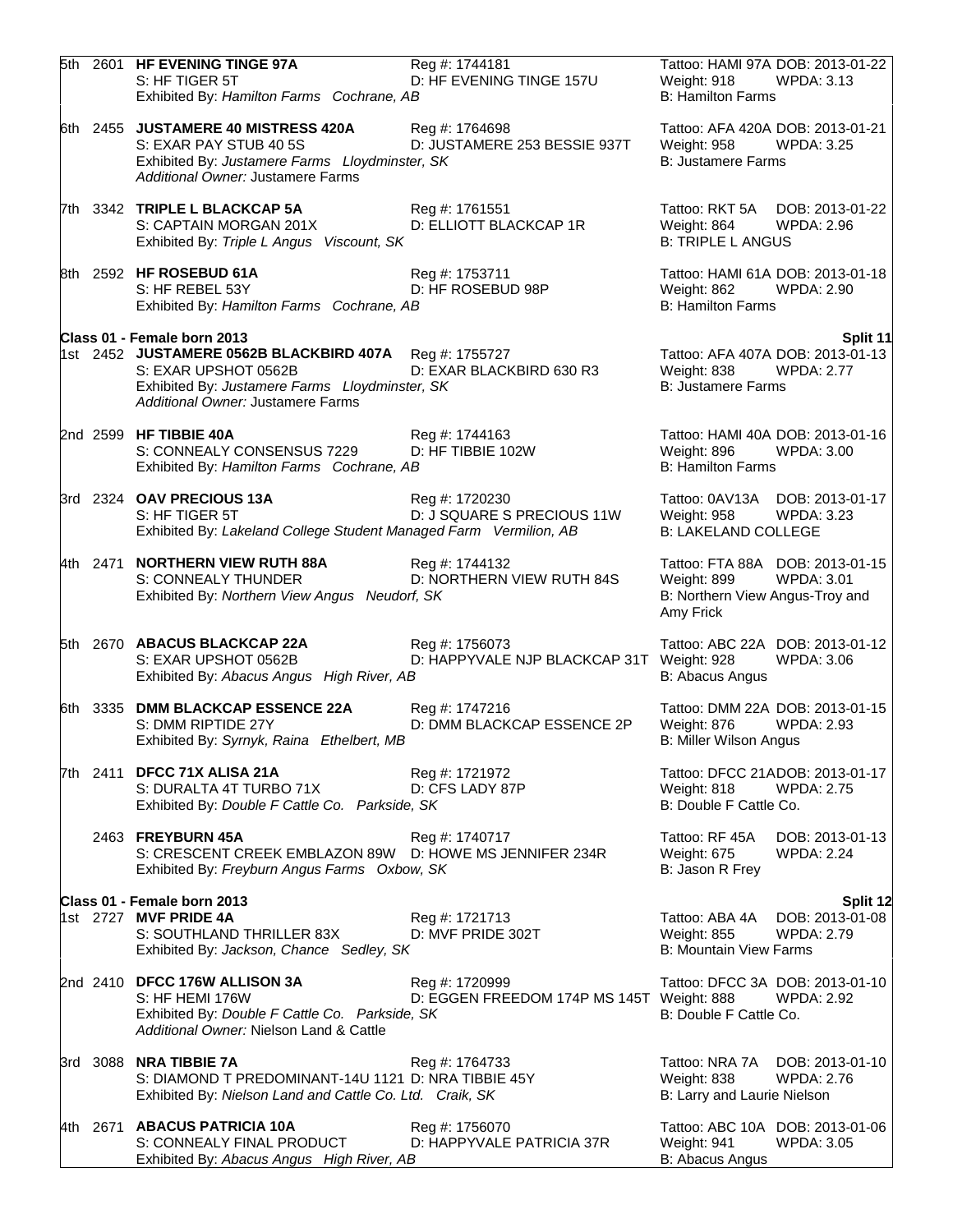5th 2601 **HF EVENING TINGE 97A** Reg #: 1744181 Tattoo: HAMI 97A DOB: 2013-01-22
S: HF TIGER 5T D: HF EVENING TINGE 157U Weight: 918 WPDA: 3.13
Exhibited By: *Hamilton Farms Cochrane, AB* B: Hamilton Farms

6th 2455 **JUSTAMERE 40 MISTRESS 420A** Reg #: 1764698 Tattoo: AFA 420A DOB: 2013-01-21
S: EXAR PAY STUB 40 5S D: JUSTAMERE 253 BESSIE 937T Weight: 958 WPDA: 3.25
Exhibited By: *Justamere Farms Lloydminster, SK* B: Justamere Farms
*Additional Owner:* Justamere Farms

7th 3342 **TRIPLE L BLACKCAP 5A** Reg #: 1761551 Tattoo: RKT 5A DOB: 2013-01-22
S: CAPTAIN MORGAN 201X D: ELLIOTT BLACKCAP 1R Weight: 864 WPDA: 2.96
Exhibited By: *Triple L Angus Viscount, SK* B: TRIPLE L ANGUS

8th 2592 **HF ROSEBUD 61A** Reg #: 1753711 Tattoo: HAMI 61A DOB: 2013-01-18
S: HF REBEL 53Y D: HF ROSEBUD 98P Weight: 862 WPDA: 2.90
Exhibited By: *Hamilton Farms Cochrane, AB* B: Hamilton Farms

**Class 01 - Female born 2013** **Split 11**

1st 2452 **JUSTAMERE 0562B BLACKBIRD 407A** Reg #: 1755727 Tattoo: AFA 407A DOB: 2013-01-13
S: EXAR UPSHOT 0562B D: EXAR BLACKBIRD 630 R3 Weight: 838 WPDA: 2.77
Exhibited By: *Justamere Farms Lloydminster, SK* B: Justamere Farms
*Additional Owner:* Justamere Farms

2nd 2599 **HF TIBBIE 40A** Reg #: 1744163 Tattoo: HAMI 40A DOB: 2013-01-16
S: CONNEALY CONSENSUS 7229 D: HF TIBBIE 102W Weight: 896 WPDA: 3.00
Exhibited By: *Hamilton Farms Cochrane, AB* B: Hamilton Farms

3rd 2324 **OAV PRECIOUS 13A** Reg #: 1720230 Tattoo: 0AV13A DOB: 2013-01-17
S: HF TIGER 5T D: J SQUARE S PRECIOUS 11W Weight: 958 WPDA: 3.23
Exhibited By: *Lakeland College Student Managed Farm Vermilion, AB* B: LAKELAND COLLEGE

4th 2471 **NORTHERN VIEW RUTH 88A** Reg #: 1744132 Tattoo: FTA 88A DOB: 2013-01-15
S: CONNEALY THUNDER D: NORTHERN VIEW RUTH 84S Weight: 899 WPDA: 3.01
Exhibited By: *Northern View Angus Neudorf, SK* B: Northern View Angus-Troy and Amy Frick

5th 2670 **ABACUS BLACKCAP 22A** Reg #: 1756073 Tattoo: ABC 22A DOB: 2013-01-12
S: EXAR UPSHOT 0562B D: HAPPYVALE NJP BLACKCAP 31T Weight: 928 WPDA: 3.06
Exhibited By: *Abacus Angus High River, AB* B: Abacus Angus

6th 3335 **DMM BLACKCAP ESSENCE 22A** Reg #: 1747216 Tattoo: DMM 22A DOB: 2013-01-15
S: DMM RIPTIDE 27Y D: DMM BLACKCAP ESSENCE 2P Weight: 876 WPDA: 2.93
Exhibited By: *Syrnyk, Raina Ethelbert, MB* B: Miller Wilson Angus

7th 2411 **DFCC 71X ALISA 21A** Reg #: 1721972 Tattoo: DFCC 21A DOB: 2013-01-17
S: DURALTA 4T TURBO 71X D: CFS LADY 87P Weight: 818 WPDA: 2.75
Exhibited By: *Double F Cattle Co. Parkside, SK* B: Double F Cattle Co.

2463 **FREYBURN 45A** Reg #: 1740717 Tattoo: RF 45A DOB: 2013-01-13
S: CRESCENT CREEK EMBLAZON 89W D: HOWE MS JENNIFER 234R Weight: 675 WPDA: 2.24
Exhibited By: *Freyburn Angus Farms Oxbow, SK* B: Jason R Frey

**Class 01 - Female born 2013** **Split 12**

1st 2727 **MVF PRIDE 4A** Reg #: 1721713 Tattoo: ABA 4A DOB: 2013-01-08
S: SOUTHLAND THRILLER 83X D: MVF PRIDE 302T Weight: 855 WPDA: 2.79
Exhibited By: *Jackson, Chance Sedley, SK* B: Mountain View Farms

2nd 2410 **DFCC 176W ALLISON 3A** Reg #: 1720999 Tattoo: DFCC 3A DOB: 2013-01-10
S: HF HEMI 176W D: EGGEN FREEDOM 174P MS 145T Weight: 888 WPDA: 2.92
Exhibited By: *Double F Cattle Co. Parkside, SK* B: Double F Cattle Co.
*Additional Owner:* Nielson Land & Cattle

3rd 3088 **NRA TIBBIE 7A** Reg #: 1764733 Tattoo: NRA 7A DOB: 2013-01-10
S: DIAMOND T PREDOMINANT-14U 1121 D: NRA TIBBIE 45Y Weight: 838 WPDA: 2.76
Exhibited By: *Nielson Land and Cattle Co. Ltd. Craik, SK* B: Larry and Laurie Nielson

4th 2671 **ABACUS PATRICIA 10A** Reg #: 1756070 Tattoo: ABC 10A DOB: 2013-01-06
S: CONNEALY FINAL PRODUCT D: HAPPYVALE PATRICIA 37R Weight: 941 WPDA: 3.05
Exhibited By: *Abacus Angus High River, AB* B: Abacus Angus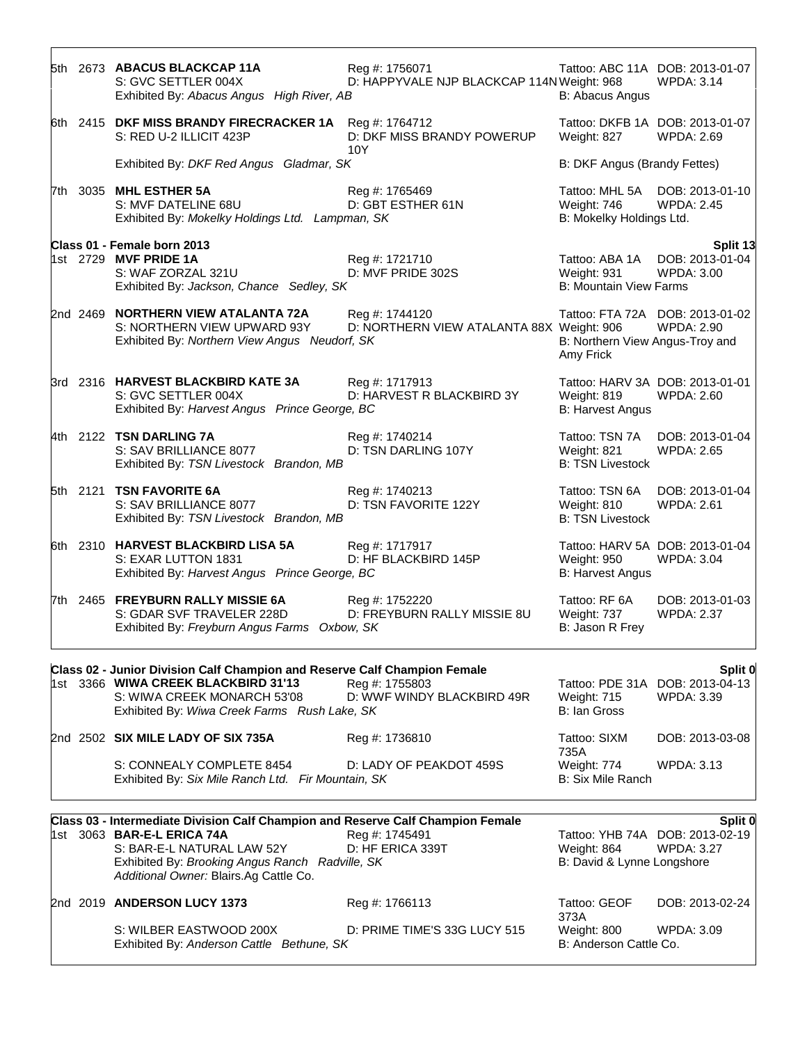5th 2673 **ABACUS BLACKCAP 11A** Reg #: 1756071 Tattoo: ABC 11A DOB: 2013-01-07
S: GVC SETTLER 004X D: HAPPYVALE NJP BLACKCAP 114N Weight: 968 WPDA: 3.14
Exhibited By: *Abacus Angus High River, AB* B: Abacus Angus

6th 2415 **DKF MISS BRANDY FIRECRACKER 1A** Reg #: 1764712 Tattoo: DKFB 1A DOB: 2013-01-07
S: RED U-2 ILLICIT 423P D: DKF MISS BRANDY POWERUP 10Y Weight: 827 WPDA: 2.69
Exhibited By: *DKF Red Angus Gladmar, SK* B: DKF Angus (Brandy Fettes)

7th 3035 **MHL ESTHER 5A** Reg #: 1765469 Tattoo: MHL 5A DOB: 2013-01-10
S: MVF DATELINE 68U D: GBT ESTHER 61N Weight: 746 WPDA: 2.45
Exhibited By: *Mokelky Holdings Ltd. Lampman, SK* B: Mokelky Holdings Ltd.

**Class 01 - Female born 2013** **Split 13**

1st 2729 **MVF PRIDE 1A** Reg #: 1721710 Tattoo: ABA 1A DOB: 2013-01-04
S: WAF ZORZAL 321U D: MVF PRIDE 302S Weight: 931 WPDA: 3.00
Exhibited By: *Jackson, Chance Sedley, SK* B: Mountain View Farms

2nd 2469 **NORTHERN VIEW ATALANTA 72A** Reg #: 1744120 Tattoo: FTA 72A DOB: 2013-01-02
S: NORTHERN VIEW UPWARD 93Y D: NORTHERN VIEW ATALANTA 88X Weight: 906 WPDA: 2.90
Exhibited By: *Northern View Angus Neudorf, SK* B: Northern View Angus-Troy and Amy Frick

3rd 2316 **HARVEST BLACKBIRD KATE 3A** Reg #: 1717913 Tattoo: HARV 3A DOB: 2013-01-01
S: GVC SETTLER 004X D: HARVEST R BLACKBIRD 3Y Weight: 819 WPDA: 2.60
Exhibited By: *Harvest Angus Prince George, BC* B: Harvest Angus

4th 2122 **TSN DARLING 7A** Reg #: 1740214 Tattoo: TSN 7A DOB: 2013-01-04
S: SAV BRILLIANCE 8077 D: TSN DARLING 107Y Weight: 821 WPDA: 2.65
Exhibited By: *TSN Livestock Brandon, MB* B: TSN Livestock

5th 2121 **TSN FAVORITE 6A** Reg #: 1740213 Tattoo: TSN 6A DOB: 2013-01-04
S: SAV BRILLIANCE 8077 D: TSN FAVORITE 122Y Weight: 810 WPDA: 2.61
Exhibited By: *TSN Livestock Brandon, MB* B: TSN Livestock

6th 2310 **HARVEST BLACKBIRD LISA 5A** Reg #: 1717917 Tattoo: HARV 5A DOB: 2013-01-04
S: EXAR LUTTON 1831 D: HF BLACKBIRD 145P Weight: 950 WPDA: 3.04
Exhibited By: *Harvest Angus Prince George, BC* B: Harvest Angus

7th 2465 **FREYBURN RALLY MISSIE 6A** Reg #: 1752220 Tattoo: RF 6A DOB: 2013-01-03
S: GDAR SVF TRAVELER 228D D: FREYBURN RALLY MISSIE 8U Weight: 737 WPDA: 2.37
Exhibited By: *Freyburn Angus Farms Oxbow, SK* B: Jason R Frey

**Class 02 - Junior Division Calf Champion and Reserve Calf Champion Female** **Split 0**

1st 3366 **WIWA CREEK BLACKBIRD 31'13** Reg #: 1755803 Tattoo: PDE 31A DOB: 2013-04-13
S: WIWA CREEK MONARCH 53'08 D: WWF WINDY BLACKBIRD 49R Weight: 715 WPDA: 3.39
Exhibited By: *Wiwa Creek Farms Rush Lake, SK* B: Ian Gross

2nd 2502 **SIX MILE LADY OF SIX 735A** Reg #: 1736810 Tattoo: SIXM 735A DOB: 2013-03-08
S: CONNEALY COMPLETE 8454 D: LADY OF PEAKDOT 459S Weight: 774 WPDA: 3.13
Exhibited By: *Six Mile Ranch Ltd. Fir Mountain, SK* B: Six Mile Ranch

**Class 03 - Intermediate Division Calf Champion and Reserve Calf Champion Female** **Split 0**

1st 3063 **BAR-E-L ERICA 74A** Reg #: 1745491 Tattoo: YHB 74A DOB: 2013-02-19
S: BAR-E-L NATURAL LAW 52Y D: HF ERICA 339T Weight: 864 WPDA: 3.27
Exhibited By: *Brooking Angus Ranch Radville, SK* B: David & Lynne Longshore
*Additional Owner:* Blairs.Ag Cattle Co.

2nd 2019 **ANDERSON LUCY 1373** Reg #: 1766113 Tattoo: GEOF 373A DOB: 2013-02-24
S: WILBER EASTWOOD 200X D: PRIME TIME'S 33G LUCY 515 Weight: 800 WPDA: 3.09
Exhibited By: *Anderson Cattle Bethune, SK* B: Anderson Cattle Co.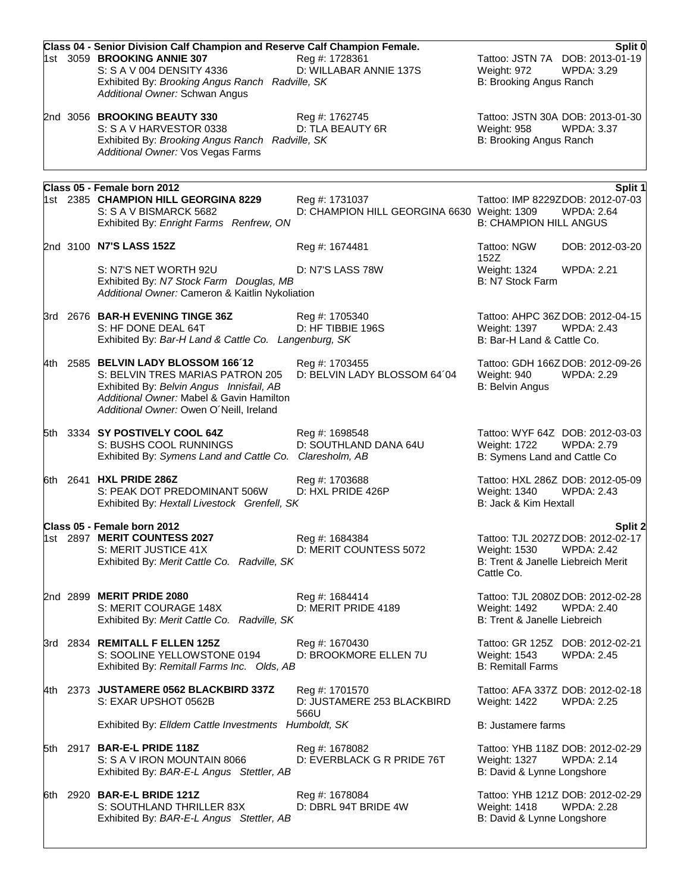## Class 04 - Senior Division Calf Champion and Reserve Calf Champion Female. Split 0

1st 3059 **BROOKING ANNIE 307** Reg #: 1728361 Tattoo: JSTN 7A DOB: 2013-01-19
S: S A V 004 DENSITY 4336 D: WILLABAR ANNIE 137S Weight: 972 WPDA: 3.29
Exhibited By: *Brooking Angus Ranch Radville, SK* B: Brooking Angus Ranch
*Additional Owner:* Schwan Angus

2nd 3056 **BROOKING BEAUTY 330** Reg #: 1762745 Tattoo: JSTN 30A DOB: 2013-01-30
S: S A V HARVESTOR 0338 D: TLA BEAUTY 6R Weight: 958 WPDA: 3.37
Exhibited By: *Brooking Angus Ranch Radville, SK* B: Brooking Angus Ranch
*Additional Owner:* Vos Vegas Farms

## Class 05 - Female born 2012 Split 1

1st 2385 **CHAMPION HILL GEORGINA 8229** Reg #: 1731037 Tattoo: IMP 8229Z DOB: 2012-07-03
S: S A V BISMARCK 5682 D: CHAMPION HILL GEORGINA 6630 Weight: 1309 WPDA: 2.64
Exhibited By: *Enright Farms Renfrew, ON* B: CHAMPION HILL ANGUS

2nd 3100 **N7'S LASS 152Z** Reg #: 1674481 Tattoo: NGW 152Z DOB: 2012-03-20
S: N7'S NET WORTH 92U D: N7'S LASS 78W Weight: 1324 WPDA: 2.21
Exhibited By: *N7 Stock Farm Douglas, MB* B: N7 Stock Farm
*Additional Owner:* Cameron & Kaitlin Nykoliation

3rd 2676 **BAR-H EVENING TINGE 36Z** Reg #: 1705340 Tattoo: AHPC 36Z DOB: 2012-04-15
S: HF DONE DEAL 64T D: HF TIBBIE 196S Weight: 1397 WPDA: 2.43
Exhibited By: *Bar-H Land & Cattle Co. Langenburg, SK* B: Bar-H Land & Cattle Co.

4th 2585 **BELVIN LADY BLOSSOM 166´12** Reg #: 1703455 Tattoo: GDH 166Z DOB: 2012-09-26
S: BELVIN TRES MARIAS PATRON 205 D: BELVIN LADY BLOSSOM 64´04 Weight: 940 WPDA: 2.29
Exhibited By: *Belvin Angus Innisfail, AB* B: Belvin Angus
*Additional Owner:* Mabel & Gavin Hamilton
*Additional Owner:* Owen O´Neill, Ireland

5th 3334 **SY POSTIVELY COOL 64Z** Reg #: 1698548 Tattoo: WYF 64Z DOB: 2012-03-03
S: BUSHS COOL RUNNINGS D: SOUTHLAND DANA 64U Weight: 1722 WPDA: 2.79
Exhibited By: *Symens Land and Cattle Co. Claresholm, AB* B: Symens Land and Cattle Co

6th 2641 **HXL PRIDE 286Z** Reg #: 1703688 Tattoo: HXL 286Z DOB: 2012-05-09
S: PEAK DOT PREDOMINANT 506W D: HXL PRIDE 426P Weight: 1340 WPDA: 2.43
Exhibited By: *Hextall Livestock Grenfell, SK* B: Jack & Kim Hextall

## Class 05 - Female born 2012 Split 2

1st 2897 **MERIT COUNTESS 2027** Reg #: 1684384 Tattoo: TJL 2027Z DOB: 2012-02-17
S: MERIT JUSTICE 41X D: MERIT COUNTESS 5072 Weight: 1530 WPDA: 2.42
Exhibited By: *Merit Cattle Co. Radville, SK* B: Trent & Janelle Liebreich Merit Cattle Co.

2nd 2899 **MERIT PRIDE 2080** Reg #: 1684414 Tattoo: TJL 2080Z DOB: 2012-02-28
S: MERIT COURAGE 148X D: MERIT PRIDE 4189 Weight: 1492 WPDA: 2.40
Exhibited By: *Merit Cattle Co. Radville, SK* B: Trent & Janelle Liebreich

3rd 2834 **REMITALL F ELLEN 125Z** Reg #: 1670430 Tattoo: GR 125Z DOB: 2012-02-21
S: SOOLINE YELLOWSTONE 0194 D: BROOKMORE ELLEN 7U Weight: 1543 WPDA: 2.45
Exhibited By: *Remitall Farms Inc. Olds, AB* B: Remitall Farms

4th 2373 **JUSTAMERE 0562 BLACKBIRD 337Z** Reg #: 1701570 Tattoo: AFA 337Z DOB: 2012-02-18
S: EXAR UPSHOT 0562B D: JUSTAMERE 253 BLACKBIRD 566U Weight: 1422 WPDA: 2.25
Exhibited By: *Elldem Cattle Investments Humboldt, SK* B: Justamere farms

5th 2917 **BAR-E-L PRIDE 118Z** Reg #: 1678082 Tattoo: YHB 118Z DOB: 2012-02-29
S: S A V IRON MOUNTAIN 8066 D: EVERBLACK G R PRIDE 76T Weight: 1327 WPDA: 2.14
Exhibited By: *BAR-E-L Angus Stettler, AB* B: David & Lynne Longshore

6th 2920 **BAR-E-L BRIDE 121Z** Reg #: 1678084 Tattoo: YHB 121Z DOB: 2012-02-29
S: SOUTHLAND THRILLER 83X D: DBRL 94T BRIDE 4W Weight: 1418 WPDA: 2.28
Exhibited By: *BAR-E-L Angus Stettler, AB* B: David & Lynne Longshore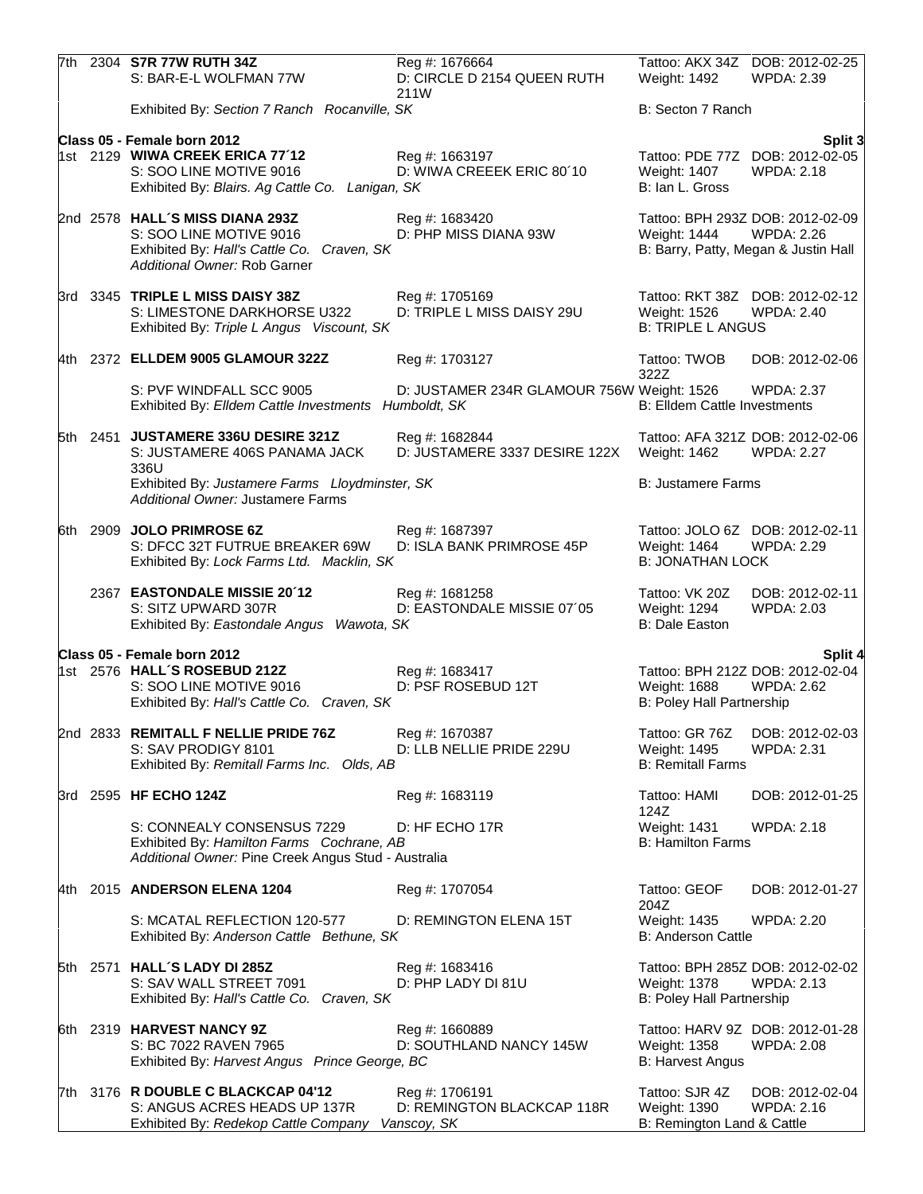7th 2304 **S7R 77W RUTH 34Z** Reg #: 1676664 Tattoo: AKX 34Z DOB: 2012-02-25
S: BAR-E-L WOLFMAN 77W D: CIRCLE D 2154 QUEEN RUTH 211W Weight: 1492 WPDA: 2.39
Exhibited By: *Section 7 Ranch Rocanville, SK* B: Secton 7 Ranch

**Class 05 - Female born 2012** **Split 3**

1st 2129 **WIWA CREEK ERICA 77´12** Reg #: 1663197 Tattoo: PDE 77Z DOB: 2012-02-05
S: SOO LINE MOTIVE 9016 D: WIWA CREEEK ERIC 80´10 Weight: 1407 WPDA: 2.18
Exhibited By: *Blairs. Ag Cattle Co. Lanigan, SK* B: Ian L. Gross

2nd 2578 **HALL´S MISS DIANA 293Z** Reg #: 1683420 Tattoo: BPH 293Z DOB: 2012-02-09
S: SOO LINE MOTIVE 9016 D: PHP MISS DIANA 93W Weight: 1444 WPDA: 2.26
Exhibited By: *Hall's Cattle Co. Craven, SK* B: Barry, Patty, Megan & Justin Hall
*Additional Owner:* Rob Garner

3rd 3345 **TRIPLE L MISS DAISY 38Z** Reg #: 1705169 Tattoo: RKT 38Z DOB: 2012-02-12
S: LIMESTONE DARKHORSE U322 D: TRIPLE L MISS DAISY 29U Weight: 1526 WPDA: 2.40
Exhibited By: *Triple L Angus Viscount, SK* B: TRIPLE L ANGUS

4th 2372 **ELLDEM 9005 GLAMOUR 322Z** Reg #: 1703127 Tattoo: TWOB 322Z DOB: 2012-02-06
S: PVF WINDFALL SCC 9005 D: JUSTAMER 234R GLAMOUR 756W Weight: 1526 WPDA: 2.37
Exhibited By: *Elldem Cattle Investments Humboldt, SK* B: Elldem Cattle Investments

5th 2451 **JUSTAMERE 336U DESIRE 321Z** Reg #: 1682844 Tattoo: AFA 321Z DOB: 2012-02-06
S: JUSTAMERE 406S PANAMA JACK 336U D: JUSTAMERE 3337 DESIRE 122X Weight: 1462 WPDA: 2.27
Exhibited By: *Justamere Farms Lloydminster, SK* B: Justamere Farms
*Additional Owner:* Justamere Farms

6th 2909 **JOLO PRIMROSE 6Z** Reg #: 1687397 Tattoo: JOLO 6Z DOB: 2012-02-11
S: DFCC 32T FUTRUE BREAKER 69W D: ISLA BANK PRIMROSE 45P Weight: 1464 WPDA: 2.29
Exhibited By: *Lock Farms Ltd. Macklin, SK* B: JONATHAN LOCK

2367 **EASTONDALE MISSIE 20´12** Reg #: 1681258 Tattoo: VK 20Z DOB: 2012-02-11
S: SITZ UPWARD 307R D: EASTONDALE MISSIE 07´05 Weight: 1294 WPDA: 2.03
Exhibited By: *Eastondale Angus Wawota, SK* B: Dale Easton

**Class 05 - Female born 2012** **Split 4**

1st 2576 **HALL´S ROSEBUD 212Z** Reg #: 1683417 Tattoo: BPH 212Z DOB: 2012-02-04
S: SOO LINE MOTIVE 9016 D: PSF ROSEBUD 12T Weight: 1688 WPDA: 2.62
Exhibited By: *Hall's Cattle Co. Craven, SK* B: Poley Hall Partnership

2nd 2833 **REMITALL F NELLIE PRIDE 76Z** Reg #: 1670387 Tattoo: GR 76Z DOB: 2012-02-03
S: SAV PRODIGY 8101 D: LLB NELLIE PRIDE 229U Weight: 1495 WPDA: 2.31
Exhibited By: *Remitall Farms Inc. Olds, AB* B: Remitall Farms

3rd 2595 **HF ECHO 124Z** Reg #: 1683119 Tattoo: HAMI 124Z DOB: 2012-01-25
S: CONNEALY CONSENSUS 7229 D: HF ECHO 17R Weight: 1431 WPDA: 2.18
Exhibited By: *Hamilton Farms Cochrane, AB* B: Hamilton Farms
*Additional Owner:* Pine Creek Angus Stud - Australia

4th 2015 **ANDERSON ELENA 1204** Reg #: 1707054 Tattoo: GEOF 204Z DOB: 2012-01-27
S: MCATAL REFLECTION 120-577 D: REMINGTON ELENA 15T Weight: 1435 WPDA: 2.20
Exhibited By: *Anderson Cattle Bethune, SK* B: Anderson Cattle

5th 2571 **HALL´S LADY DI 285Z** Reg #: 1683416 Tattoo: BPH 285Z DOB: 2012-02-02
S: SAV WALL STREET 7091 D: PHP LADY DI 81U Weight: 1378 WPDA: 2.13
Exhibited By: *Hall's Cattle Co. Craven, SK* B: Poley Hall Partnership

6th 2319 **HARVEST NANCY 9Z** Reg #: 1660889 Tattoo: HARV 9Z DOB: 2012-01-28
S: BC 7022 RAVEN 7965 D: SOUTHLAND NANCY 145W Weight: 1358 WPDA: 2.08
Exhibited By: *Harvest Angus Prince George, BC* B: Harvest Angus

7th 3176 **R DOUBLE C BLACKCAP 04'12** Reg #: 1706191 Tattoo: SJR 4Z DOB: 2012-02-04
S: ANGUS ACRES HEADS UP 137R D: REMINGTON BLACKCAP 118R Weight: 1390 WPDA: 2.16
Exhibited By: *Redekop Cattle Company Vanscoy, SK* B: Remington Land & Cattle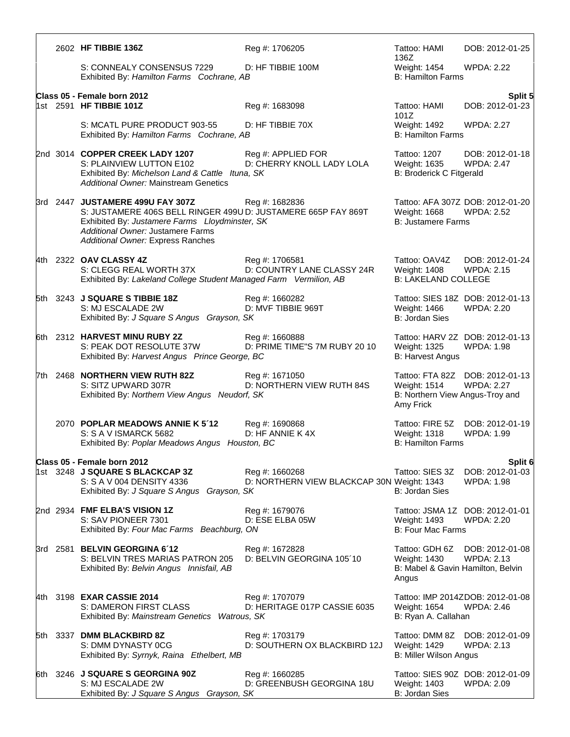2602 **HF TIBBIE 136Z** Reg #: 1706205 Tattoo: HAMI 136Z DOB: 2012-01-25
S: CONNEALY CONSENSUS 7229 D: HF TIBBIE 100M Weight: 1454 WPDA: 2.22
Exhibited By: *Hamilton Farms Cochrane, AB* B: Hamilton Farms

**Class 05 - Female born 2012** **Split 5**

1st 2591 **HF TIBBIE 101Z** Reg #: 1683098 Tattoo: HAMI 101Z DOB: 2012-01-23
S: MCATL PURE PRODUCT 903-55 D: HF TIBBIE 70X Weight: 1492 WPDA: 2.27
Exhibited By: *Hamilton Farms Cochrane, AB* B: Hamilton Farms

2nd 3014 **COPPER CREEK LADY 1207** Reg #: APPLIED FOR Tattoo: 1207 DOB: 2012-01-18
S: PLAINVIEW LUTTON E102 D: CHERRY KNOLL LADY LOLA Weight: 1635 WPDA: 2.47
Exhibited By: *Michelson Land & Cattle Ituna, SK* B: Broderick C Fitgerald
*Additional Owner:* Mainstream Genetics

3rd 2447 **JUSTAMERE 499U FAY 307Z** Reg #: 1682836 Tattoo: AFA 307Z DOB: 2012-01-20
S: JUSTAMERE 406S BELL RINGER 499U D: JUSTAMERE 665P FAY 869T Weight: 1668 WPDA: 2.52
Exhibited By: *Justamere Farms Lloydminster, SK* B: Justamere Farms
*Additional Owner:* Justamere Farms
*Additional Owner:* Express Ranches

4th 2322 **OAV CLASSY 4Z** Reg #: 1706581 Tattoo: OAV4Z DOB: 2012-01-24
S: CLEGG REAL WORTH 37X D: COUNTRY LANE CLASSY 24R Weight: 1408 WPDA: 2.15
Exhibited By: *Lakeland College Student Managed Farm Vermilion, AB* B: LAKELAND COLLEGE

5th 3243 **J SQUARE S TIBBIE 18Z** Reg #: 1660282 Tattoo: SIES 18Z DOB: 2012-01-13
S: MJ ESCALADE 2W D: MVF TIBBIE 969T Weight: 1466 WPDA: 2.20
Exhibited By: *J Square S Angus Grayson, SK* B: Jordan Sies

6th 2312 **HARVEST MINU RUBY 2Z** Reg #: 1660888 Tattoo: HARV 2Z DOB: 2012-01-13
S: PEAK DOT RESOLUTE 37W D: PRIME TIME"S 7M RUBY 20 10 Weight: 1325 WPDA: 1.98
Exhibited By: *Harvest Angus Prince George, BC* B: Harvest Angus

7th 2468 **NORTHERN VIEW RUTH 82Z** Reg #: 1671050 Tattoo: FTA 82Z DOB: 2012-01-13
S: SITZ UPWARD 307R D: NORTHERN VIEW RUTH 84S Weight: 1514 WPDA: 2.27
Exhibited By: *Northern View Angus Neudorf, SK* B: Northern View Angus-Troy and Amy Frick

2070 **POPLAR MEADOWS ANNIE K 5´12** Reg #: 1690868 Tattoo: FIRE 5Z DOB: 2012-01-19
S: S A V ISMARCK 5682 D: HF ANNIE K 4X Weight: 1318 WPDA: 1.99
Exhibited By: *Poplar Meadows Angus Houston, BC* B: Hamilton Farms

**Class 05 - Female born 2012** **Split 6**

1st 3248 **J SQUARE S BLACKCAP 3Z** Reg #: 1660268 Tattoo: SIES 3Z DOB: 2012-01-03
S: S A V 004 DENSITY 4336 D: NORTHERN VIEW BLACKCAP 30N Weight: 1343 WPDA: 1.98
Exhibited By: *J Square S Angus Grayson, SK* B: Jordan Sies

2nd 2934 **FMF ELBA'S VISION 1Z** Reg #: 1679076 Tattoo: JSMA 1Z DOB: 2012-01-01
S: SAV PIONEER 7301 D: ESE ELBA 05W Weight: 1493 WPDA: 2.20
Exhibited By: *Four Mac Farms Beachburg, ON* B: Four Mac Farms

3rd 2581 **BELVIN GEORGINA 6´12** Reg #: 1672828 Tattoo: GDH 6Z DOB: 2012-01-08
S: BELVIN TRES MARIAS PATRON 205 D: BELVIN GEORGINA 105´10 Weight: 1430 WPDA: 2.13
Exhibited By: *Belvin Angus Innisfail, AB* B: Mabel & Gavin Hamilton, Belvin Angus

4th 3198 **EXAR CASSIE 2014** Reg #: 1707079 Tattoo: IMP 2014Z DOB: 2012-01-08
S: DAMERON FIRST CLASS D: HERITAGE 017P CASSIE 6035 Weight: 1654 WPDA: 2.46
Exhibited By: *Mainstream Genetics Watrous, SK* B: Ryan A. Callahan

5th 3337 **DMM BLACKBIRD 8Z** Reg #: 1703179 Tattoo: DMM 8Z DOB: 2012-01-09
S: DMM DYNASTY 0CG D: SOUTHERN OX BLACKBIRD 12J Weight: 1429 WPDA: 2.13
Exhibited By: *Syrnyk, Raina Ethelbert, MB* B: Miller Wilson Angus

6th 3246 **J SQUARE S GEORGINA 90Z** Reg #: 1660285 Tattoo: SIES 90Z DOB: 2012-01-09
S: MJ ESCALADE 2W D: GREENBUSH GEORGINA 18U Weight: 1403 WPDA: 2.09
Exhibited By: *J Square S Angus Grayson, SK* B: Jordan Sies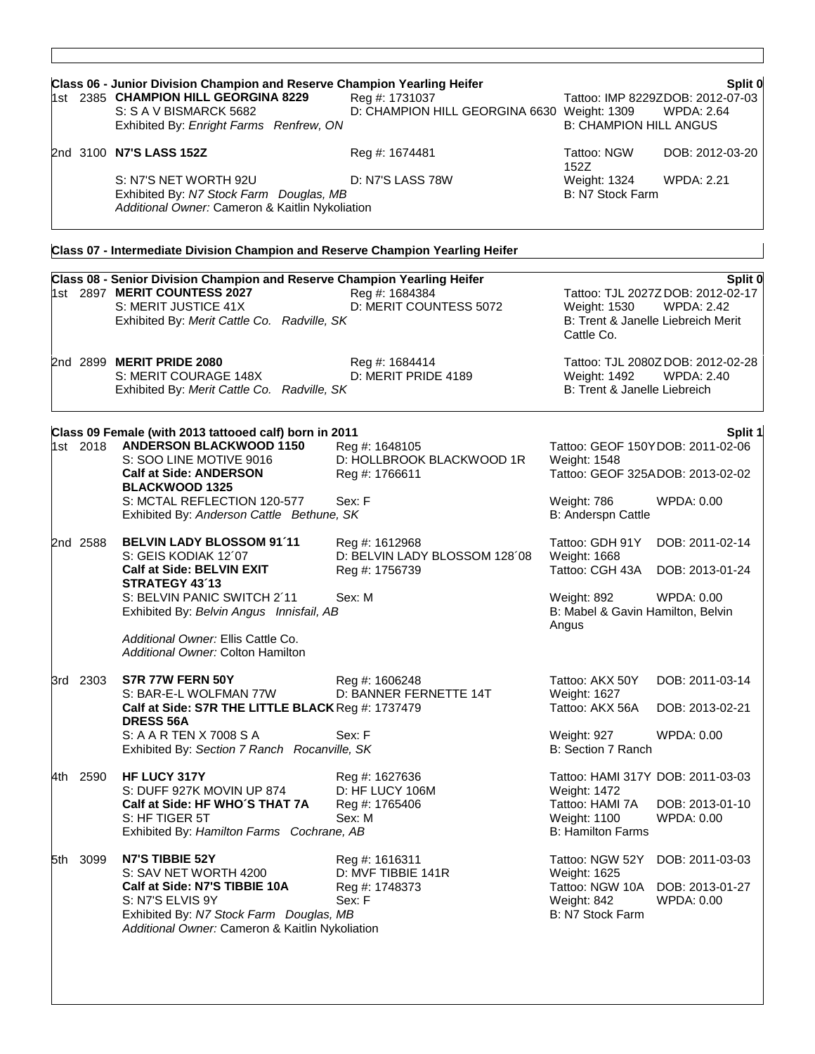### Class 06 - Junior Division Champion and Reserve Champion Yearling Heifer

Split 0

1st 2385 **CHAMPION HILL GEORGINA 8229**
Reg #: 1731037
Tattoo: IMP 8229Z DOB: 2012-07-03
S: S A V BISMARCK 5682
D: CHAMPION HILL GEORGINA 6630
Weight: 1309 WPDA: 2.64
Exhibited By: *Enright Farms Renfrew, ON*
B: CHAMPION HILL ANGUS

2nd 3100 **N7'S LASS 152Z**
Reg #: 1674481
Tattoo: NGW 152Z DOB: 2012-03-20
S: N7'S NET WORTH 92U
D: N7'S LASS 78W
Weight: 1324 WPDA: 2.21
Exhibited By: *N7 Stock Farm Douglas, MB*
B: N7 Stock Farm
*Additional Owner:* Cameron & Kaitlin Nykoliation

### Class 07 - Intermediate Division Champion and Reserve Champion Yearling Heifer

### Class 08 - Senior Division Champion and Reserve Champion Yearling Heifer

Split 0

1st 2897 **MERIT COUNTESS 2027**
Reg #: 1684384
Tattoo: TJL 2027Z DOB: 2012-02-17
S: MERIT JUSTICE 41X
D: MERIT COUNTESS 5072
Weight: 1530 WPDA: 2.42
Exhibited By: *Merit Cattle Co. Radville, SK*
B: Trent & Janelle Liebreich Merit Cattle Co.

2nd 2899 **MERIT PRIDE 2080**
Reg #: 1684414
Tattoo: TJL 2080Z DOB: 2012-02-28
S: MERIT COURAGE 148X
D: MERIT PRIDE 4189
Weight: 1492 WPDA: 2.40
Exhibited By: *Merit Cattle Co. Radville, SK*
B: Trent & Janelle Liebreich

### Class 09 Female (with 2013 tattooed calf) born in 2011

Split 1

1st 2018 **ANDERSON BLACKWOOD 1150**
Reg #: 1648105
Tattoo: GEOF 150Y DOB: 2011-02-06
S: SOO LINE MOTIVE 9016
D: HOLLBROOK BLACKWOOD 1R
Weight: 1548
**Calf at Side: ANDERSON BLACKWOOD 1325**
Reg #: 1766611
Tattoo: GEOF 325A DOB: 2013-02-02
S: MCTAL REFLECTION 120-577
Sex: F
Weight: 786 WPDA: 0.00
Exhibited By: *Anderson Cattle Bethune, SK*
B: Anderspn Cattle

2nd 2588 **BELVIN LADY BLOSSOM 91´11**
Reg #: 1612968
Tattoo: GDH 91Y DOB: 2011-02-14
S: GEIS KODIAK 12´07
D: BELVIN LADY BLOSSOM 128´08
Weight: 1668
**Calf at Side: BELVIN EXIT STRATEGY 43´13**
Reg #: 1756739
Tattoo: CGH 43A DOB: 2013-01-24
S: BELVIN PANIC SWITCH 2´11
Sex: M
Weight: 892 WPDA: 0.00
Exhibited By: *Belvin Angus Innisfail, AB*
B: Mabel & Gavin Hamilton, Belvin Angus
*Additional Owner:* Ellis Cattle Co.
*Additional Owner:* Colton Hamilton

3rd 2303 **S7R 77W FERN 50Y**
Reg #: 1606248
Tattoo: AKX 50Y DOB: 2011-03-14
S: BAR-E-L WOLFMAN 77W
D: BANNER FERNETTE 14T
Weight: 1627
**Calf at Side: S7R THE LITTLE BLACK DRESS 56A**
Reg #: 1737479
Tattoo: AKX 56A DOB: 2013-02-21
S: A A R TEN X 7008 S A
Sex: F
Weight: 927 WPDA: 0.00
Exhibited By: *Section 7 Ranch Rocanville, SK*
B: Section 7 Ranch

4th 2590 **HF LUCY 317Y**
Reg #: 1627636
Tattoo: HAMI 317Y DOB: 2011-03-03
S: DUFF 927K MOVIN UP 874
D: HF LUCY 106M
Weight: 1472
**Calf at Side: HF WHO´S THAT 7A**
Reg #: 1765406
Tattoo: HAMI 7A DOB: 2013-01-10
S: HF TIGER 5T
Sex: M
Weight: 1100 WPDA: 0.00
Exhibited By: *Hamilton Farms Cochrane, AB*
B: Hamilton Farms

5th 3099 **N7'S TIBBIE 52Y**
Reg #: 1616311
Tattoo: NGW 52Y DOB: 2011-03-03
S: SAV NET WORTH 4200
D: MVF TIBBIE 141R
Weight: 1625
**Calf at Side: N7'S TIBBIE 10A**
Reg #: 1748373
Tattoo: NGW 10A DOB: 2013-01-27
S: N7'S ELVIS 9Y
Sex: F
Weight: 842 WPDA: 0.00
Exhibited By: *N7 Stock Farm Douglas, MB*
B: N7 Stock Farm
*Additional Owner:* Cameron & Kaitlin Nykoliation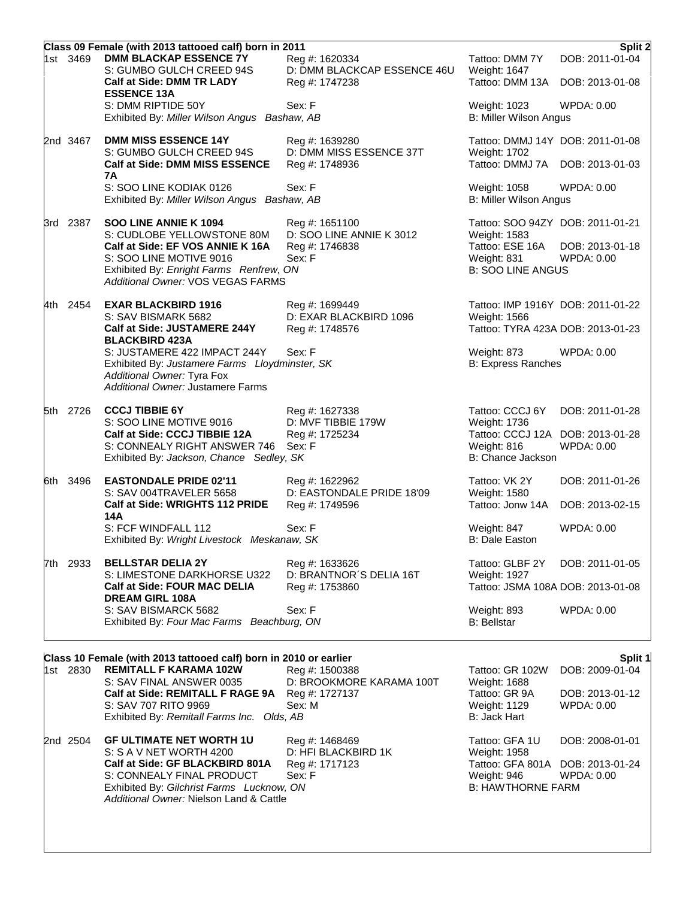**Class 09 Female (with 2013 tattooed calf) born in 2011** **Split 2**

1st 3469 **DMM BLACKAP ESSENCE 7Y** Reg #: 1620334 Tattoo: DMM 7Y DOB: 2011-01-04
S: GUMBO GULCH CREED 94S D: DMM BLACKCAP ESSENCE 46U Weight: 1647
**Calf at Side: DMM TR LADY ESSENCE 13A** Reg #: 1747238 Tattoo: DMM 13A DOB: 2013-01-08
S: DMM RIPTIDE 50Y Sex: F Weight: 1023 WPDA: 0.00
Exhibited By: *Miller Wilson Angus Bashaw, AB* B: Miller Wilson Angus

2nd 3467 **DMM MISS ESSENCE 14Y** Reg #: 1639280 Tattoo: DMMJ 14Y DOB: 2011-01-08
S: GUMBO GULCH CREED 94S D: DMM MISS ESSENCE 37T Weight: 1702
**Calf at Side: DMM MISS ESSENCE 7A** Reg #: 1748936 Tattoo: DMMJ 7A DOB: 2013-01-03
S: SOO LINE KODIAK 0126 Sex: F Weight: 1058 WPDA: 0.00
Exhibited By: *Miller Wilson Angus Bashaw, AB* B: Miller Wilson Angus

3rd 2387 **SOO LINE ANNIE K 1094** Reg #: 1651100 Tattoo: SOO 94ZY DOB: 2011-01-21
S: CUDLOBE YELLOWSTONE 80M D: SOO LINE ANNIE K 3012 Weight: 1583
**Calf at Side: EF VOS ANNIE K 16A** Reg #: 1746838 Tattoo: ESE 16A DOB: 2013-01-18
S: SOO LINE MOTIVE 9016 Sex: F Weight: 831 WPDA: 0.00
Exhibited By: *Enright Farms Renfrew, ON* B: SOO LINE ANGUS
*Additional Owner:* VOS VEGAS FARMS

4th 2454 **EXAR BLACKBIRD 1916** Reg #: 1699449 Tattoo: IMP 1916Y DOB: 2011-01-22
S: SAV BISMARK 5682 D: EXAR BLACKBIRD 1096 Weight: 1566
**Calf at Side: JUSTAMERE 244Y BLACKBIRD 423A** Reg #: 1748576 Tattoo: TYRA 423A DOB: 2013-01-23
S: JUSTAMERE 422 IMPACT 244Y Sex: F Weight: 873 WPDA: 0.00
Exhibited By: *Justamere Farms Lloydminster, SK* B: Express Ranches
*Additional Owner:* Tyra Fox
*Additional Owner:* Justamere Farms

5th 2726 **CCCJ TIBBIE 6Y** Reg #: 1627338 Tattoo: CCCJ 6Y DOB: 2011-01-28
S: SOO LINE MOTIVE 9016 D: MVF TIBBIE 179W Weight: 1736
**Calf at Side: CCCJ TIBBIE 12A** Reg #: 1725234 Tattoo: CCCJ 12A DOB: 2013-01-28
S: CONNEALY RIGHT ANSWER 746 Sex: F Weight: 816 WPDA: 0.00
Exhibited By: *Jackson, Chance Sedley, SK* B: Chance Jackson

6th 3496 **EASTONDALE PRIDE 02'11** Reg #: 1622962 Tattoo: VK 2Y DOB: 2011-01-26
S: SAV 004TRAVELER 5658 D: EASTONDALE PRIDE 18'09 Weight: 1580
**Calf at Side: WRIGHTS 112 PRIDE 14A** Reg #: 1749596 Tattoo: Jonw 14A DOB: 2013-02-15
S: FCF WINDFALL 112 Sex: F Weight: 847 WPDA: 0.00
Exhibited By: *Wright Livestock Meskanaw, SK* B: Dale Easton

7th 2933 **BELLSTAR DELIA 2Y** Reg #: 1633626 Tattoo: GLBF 2Y DOB: 2011-01-05
S: LIMESTONE DARKHORSE U322 D: BRANTNOR´S DELIA 16T Weight: 1927
**Calf at Side: FOUR MAC DELIA DREAM GIRL 108A** Reg #: 1753860 Tattoo: JSMA 108A DOB: 2013-01-08
S: SAV BISMARCK 5682 Sex: F Weight: 893 WPDA: 0.00
Exhibited By: *Four Mac Farms Beachburg, ON* B: Bellstar

**Class 10 Female (with 2013 tattooed calf) born in 2010 or earlier** **Split 1**

1st 2830 **REMITALL F KARAMA 102W** Reg #: 1500388 Tattoo: GR 102W DOB: 2009-01-04
S: SAV FINAL ANSWER 0035 D: BROOKMORE KARAMA 100T Weight: 1688
**Calf at Side: REMITALL F RAGE 9A** Reg #: 1727137 Tattoo: GR 9A DOB: 2013-01-12
S: SAV 707 RITO 9969 Sex: M Weight: 1129 WPDA: 0.00
Exhibited By: *Remitall Farms Inc. Olds, AB* B: Jack Hart

2nd 2504 **GF ULTIMATE NET WORTH 1U** Reg #: 1468469 Tattoo: GFA 1U DOB: 2008-01-01
S: S A V NET WORTH 4200 D: HFI BLACKBIRD 1K Weight: 1958
**Calf at Side: GF BLACKBIRD 801A** Reg #: 1717123 Tattoo: GFA 801A DOB: 2013-01-24
S: CONNEALY FINAL PRODUCT Sex: F Weight: 946 WPDA: 0.00
Exhibited By: *Gilchrist Farms Lucknow, ON* B: HAWTHORNE FARM
*Additional Owner:* Nielson Land & Cattle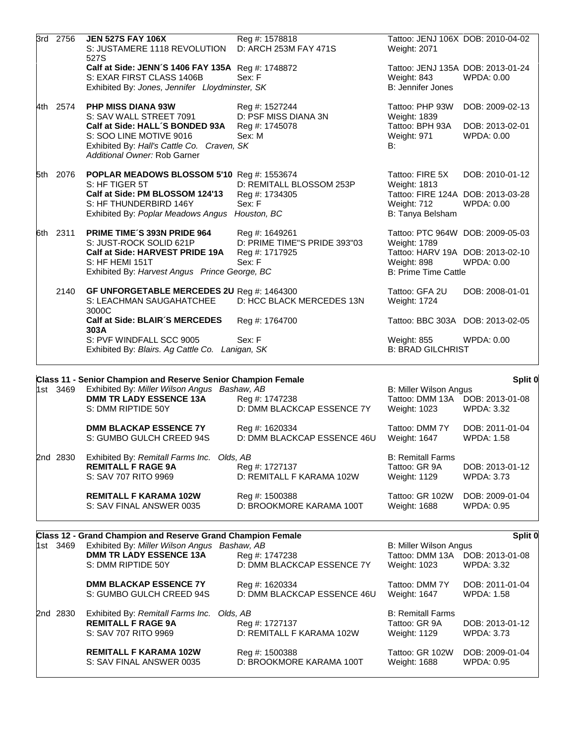| Place | No. | Animal | Reg | Tattoo / Weight | DOB / WPDA |
|---|---|---|---|---|---|
| 3rd | 2756 | **JEN 527S FAY 106X** | Reg #: 1578818 | Tattoo: JENJ 106X | DOB: 2010-04-02 |
| | | S: JUSTAMERE 1118 REVOLUTION 527S | D: ARCH 253M FAY 471S | Weight: 2071 | |
| | | **Calf at Side: JENN´S 1406 FAY 135A** | Reg #: 1748872 | Tattoo: JENJ 135A | DOB: 2013-01-24 |
| | | S: EXAR FIRST CLASS 1406B | Sex: F | Weight: 843 | WPDA: 0.00 |
| | | Exhibited By: *Jones, Jennifer Lloydminster, SK* | | B: Jennifer Jones | |
| 4th | 2574 | **PHP MISS DIANA 93W** | Reg #: 1527244 | Tattoo: PHP 93W | DOB: 2009-02-13 |
| | | S: SAV WALL STREET 7091 | D: PSF MISS DIANA 3N | Weight: 1839 | |
| | | **Calf at Side: HALL´S BONDED 93A** | Reg #: 1745078 | Tattoo: BPH 93A | DOB: 2013-02-01 |
| | | S: SOO LINE MOTIVE 9016 | Sex: M | Weight: 971 | WPDA: 0.00 |
| | | Exhibited By: *Hall's Cattle Co. Craven, SK* | | B: | |
| | | *Additional Owner:* Rob Garner | | | |
| 5th | 2076 | **POPLAR MEADOWS BLOSSOM 5'10** | Reg #: 1553674 | Tattoo: FIRE 5X | DOB: 2010-01-12 |
| | | S: HF TIGER 5T | D: REMITALL BLOSSOM 253P | Weight: 1813 | |
| | | **Calf at Side: PM BLOSSOM 124'13** | Reg #: 1734305 | Tattoo: FIRE 124A | DOB: 2013-03-28 |
| | | S: HF THUNDERBIRD 146Y | Sex: F | Weight: 712 | WPDA: 0.00 |
| | | Exhibited By: *Poplar Meadows Angus Houston, BC* | | B: Tanya Belsham | |
| 6th | 2311 | **PRIME TIME´S 393N PRIDE 964** | Reg #: 1649261 | Tattoo: PTC 964W | DOB: 2009-05-03 |
| | | S: JUST-ROCK SOLID 621P | D: PRIME TIME"S PRIDE 393"03 | Weight: 1789 | |
| | | **Calf at Side: HARVEST PRIDE 19A** | Reg #: 1717925 | Tattoo: HARV 19A | DOB: 2013-02-10 |
| | | S: HF HEMI 151T | Sex: F | Weight: 898 | WPDA: 0.00 |
| | | Exhibited By: *Harvest Angus Prince George, BC* | | B: Prime Time Cattle | |
| | 2140 | **GF UNFORGETABLE MERCEDES 2U** | Reg #: 1464300 | Tattoo: GFA 2U | DOB: 2008-01-01 |
| | | S: LEACHMAN SAUGAHATCHEE 3000C | D: HCC BLACK MERCEDES 13N | Weight: 1724 | |
| | | **Calf at Side: BLAIR´S MERCEDES 303A** | Reg #: 1764700 | Tattoo: BBC 303A | DOB: 2013-02-05 |
| | | S: PVF WINDFALL SCC 9005 | Sex: F | Weight: 855 | WPDA: 0.00 |
| | | Exhibited By: *Blairs. Ag Cattle Co. Lanigan, SK* | | B: BRAD GILCHRIST | |

## Class 11 - Senior Champion and Reserve Senior Champion Female — Split 0

| Place | No. | Animal | Reg | Tattoo / Weight | DOB / WPDA |
|---|---|---|---|---|---|
| 1st | 3469 | Exhibited By: *Miller Wilson Angus Bashaw, AB* | | B: Miller Wilson Angus | |
| | | **DMM TR LADY ESSENCE 13A** | Reg #: 1747238 | Tattoo: DMM 13A | DOB: 2013-01-08 |
| | | S: DMM RIPTIDE 50Y | D: DMM BLACKCAP ESSENCE 7Y | Weight: 1023 | WPDA: 3.32 |
| | | **DMM BLACKAP ESSENCE 7Y** | Reg #: 1620334 | Tattoo: DMM 7Y | DOB: 2011-01-04 |
| | | S: GUMBO GULCH CREED 94S | D: DMM BLACKCAP ESSENCE 46U | Weight: 1647 | WPDA: 1.58 |
| 2nd | 2830 | Exhibited By: *Remitall Farms Inc. Olds, AB* | | B: Remitall Farms | |
| | | **REMITALL F RAGE 9A** | Reg #: 1727137 | Tattoo: GR 9A | DOB: 2013-01-12 |
| | | S: SAV 707 RITO 9969 | D: REMITALL F KARAMA 102W | Weight: 1129 | WPDA: 3.73 |
| | | **REMITALL F KARAMA 102W** | Reg #: 1500388 | Tattoo: GR 102W | DOB: 2009-01-04 |
| | | S: SAV FINAL ANSWER 0035 | D: BROOKMORE KARAMA 100T | Weight: 1688 | WPDA: 0.95 |

## Class 12 - Grand Champion and Reserve Grand Champion Female — Split 0

| Place | No. | Animal | Reg | Tattoo / Weight | DOB / WPDA |
|---|---|---|---|---|---|
| 1st | 3469 | Exhibited By: *Miller Wilson Angus Bashaw, AB* | | B: Miller Wilson Angus | |
| | | **DMM TR LADY ESSENCE 13A** | Reg #: 1747238 | Tattoo: DMM 13A | DOB: 2013-01-08 |
| | | S: DMM RIPTIDE 50Y | D: DMM BLACKCAP ESSENCE 7Y | Weight: 1023 | WPDA: 3.32 |
| | | **DMM BLACKAP ESSENCE 7Y** | Reg #: 1620334 | Tattoo: DMM 7Y | DOB: 2011-01-04 |
| | | S: GUMBO GULCH CREED 94S | D: DMM BLACKCAP ESSENCE 46U | Weight: 1647 | WPDA: 1.58 |
| 2nd | 2830 | Exhibited By: *Remitall Farms Inc. Olds, AB* | | B: Remitall Farms | |
| | | **REMITALL F RAGE 9A** | Reg #: 1727137 | Tattoo: GR 9A | DOB: 2013-01-12 |
| | | S: SAV 707 RITO 9969 | D: REMITALL F KARAMA 102W | Weight: 1129 | WPDA: 3.73 |
| | | **REMITALL F KARAMA 102W** | Reg #: 1500388 | Tattoo: GR 102W | DOB: 2009-01-04 |
| | | S: SAV FINAL ANSWER 0035 | D: BROOKMORE KARAMA 100T | Weight: 1688 | WPDA: 0.95 |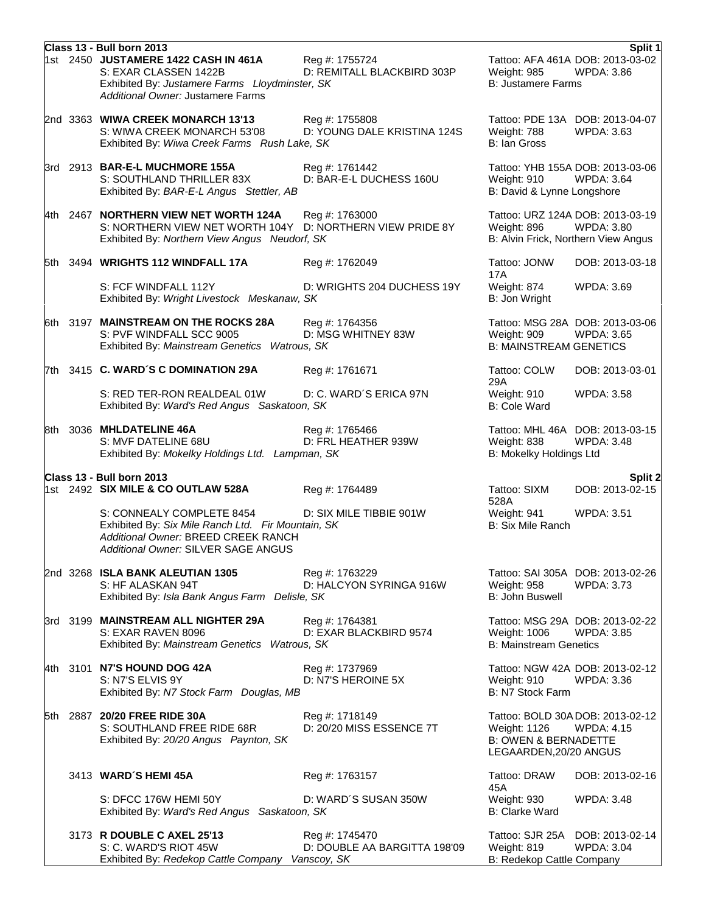## Class 13 - Bull born 2013 — Split 1

**1st 2450 JUSTAMERE 1422 CASH IN 461A** — Reg #: 1755724 — Tattoo: AFA 461A DOB: 2013-03-02
S: EXAR CLASSEN 1422B — D: REMITALL BLACKBIRD 303P — Weight: 985 WPDA: 3.86
Exhibited By: *Justamere Farms Lloydminster, SK* — B: Justamere Farms
*Additional Owner:* Justamere Farms

**2nd 3363 WIWA CREEK MONARCH 13'13** — Reg #: 1755808 — Tattoo: PDE 13A DOB: 2013-04-07
S: WIWA CREEK MONARCH 53'08 — D: YOUNG DALE KRISTINA 124S — Weight: 788 WPDA: 3.63
Exhibited By: *Wiwa Creek Farms Rush Lake, SK* — B: Ian Gross

**3rd 2913 BAR-E-L MUCHMORE 155A** — Reg #: 1761442 — Tattoo: YHB 155A DOB: 2013-03-06
S: SOUTHLAND THRILLER 83X — D: BAR-E-L DUCHESS 160U — Weight: 910 WPDA: 3.64
Exhibited By: *BAR-E-L Angus Stettler, AB* — B: David & Lynne Longshore

**4th 2467 NORTHERN VIEW NET WORTH 124A** — Reg #: 1763000 — Tattoo: URZ 124A DOB: 2013-03-19
S: NORTHERN VIEW NET WORTH 104Y — D: NORTHERN VIEW PRIDE 8Y — Weight: 896 WPDA: 3.80
Exhibited By: *Northern View Angus Neudorf, SK* — B: Alvin Frick, Northern View Angus

**5th 3494 WRIGHTS 112 WINDFALL 17A** — Reg #: 1762049 — Tattoo: JONW 17A DOB: 2013-03-18
S: FCF WINDFALL 112Y — D: WRIGHTS 204 DUCHESS 19Y — Weight: 874 WPDA: 3.69
Exhibited By: *Wright Livestock Meskanaw, SK* — B: Jon Wright

**6th 3197 MAINSTREAM ON THE ROCKS 28A** — Reg #: 1764356 — Tattoo: MSG 28A DOB: 2013-03-06
S: PVF WINDFALL SCC 9005 — D: MSG WHITNEY 83W — Weight: 909 WPDA: 3.65
Exhibited By: *Mainstream Genetics Watrous, SK* — B: MAINSTREAM GENETICS

**7th 3415 C. WARD´S C DOMINATION 29A** — Reg #: 1761671 — Tattoo: COLW 29A DOB: 2013-03-01
S: RED TER-RON REALDEAL 01W — D: C. WARD´S ERICA 97N — Weight: 910 WPDA: 3.58
Exhibited By: *Ward's Red Angus Saskatoon, SK* — B: Cole Ward

**8th 3036 MHLDATELINE 46A** — Reg #: 1765466 — Tattoo: MHL 46A DOB: 2013-03-15
S: MVF DATELINE 68U — D: FRL HEATHER 939W — Weight: 838 WPDA: 3.48
Exhibited By: *Mokelky Holdings Ltd. Lampman, SK* — B: Mokelky Holdings Ltd

## Class 13 - Bull born 2013 — Split 2

**1st 2492 SIX MILE & CO OUTLAW 528A** — Reg #: 1764489 — Tattoo: SIXM 528A DOB: 2013-02-15
S: CONNEALY COMPLETE 8454 — D: SIX MILE TIBBIE 901W — Weight: 941 WPDA: 3.51
Exhibited By: *Six Mile Ranch Ltd. Fir Mountain, SK* — B: Six Mile Ranch
*Additional Owner:* BREED CREEK RANCH
*Additional Owner:* SILVER SAGE ANGUS

**2nd 3268 ISLA BANK ALEUTIAN 1305** — Reg #: 1763229 — Tattoo: SAI 305A DOB: 2013-02-26
S: HF ALASKAN 94T — D: HALCYON SYRINGA 916W — Weight: 958 WPDA: 3.73
Exhibited By: *Isla Bank Angus Farm Delisle, SK* — B: John Buswell

**3rd 3199 MAINSTREAM ALL NIGHTER 29A** — Reg #: 1764381 — Tattoo: MSG 29A DOB: 2013-02-22
S: EXAR RAVEN 8096 — D: EXAR BLACKBIRD 9574 — Weight: 1006 WPDA: 3.85
Exhibited By: *Mainstream Genetics Watrous, SK* — B: Mainstream Genetics

**4th 3101 N7'S HOUND DOG 42A** — Reg #: 1737969 — Tattoo: NGW 42A DOB: 2013-02-12
S: N7'S ELVIS 9Y — D: N7'S HEROINE 5X — Weight: 910 WPDA: 3.36
Exhibited By: *N7 Stock Farm Douglas, MB* — B: N7 Stock Farm

**5th 2887 20/20 FREE RIDE 30A** — Reg #: 1718149 — Tattoo: BOLD 30A DOB: 2013-02-12
S: SOUTHLAND FREE RIDE 68R — D: 20/20 MISS ESSENCE 7T — Weight: 1126 WPDA: 4.15
Exhibited By: *20/20 Angus Paynton, SK* — B: OWEN & BERNADETTE LEGAARDEN,20/20 ANGUS

**3413 WARD´S HEMI 45A** — Reg #: 1763157 — Tattoo: DRAW 45A DOB: 2013-02-16
S: DFCC 176W HEMI 50Y — D: WARD´S SUSAN 350W — Weight: 930 WPDA: 3.48
Exhibited By: *Ward's Red Angus Saskatoon, SK* — B: Clarke Ward

**3173 R DOUBLE C AXEL 25'13** — Reg #: 1745470 — Tattoo: SJR 25A DOB: 2013-02-14
S: C. WARD'S RIOT 45W — D: DOUBLE AA BARGITTA 198'09 — Weight: 819 WPDA: 3.04
Exhibited By: *Redekop Cattle Company Vanscoy, SK* — B: Redekop Cattle Company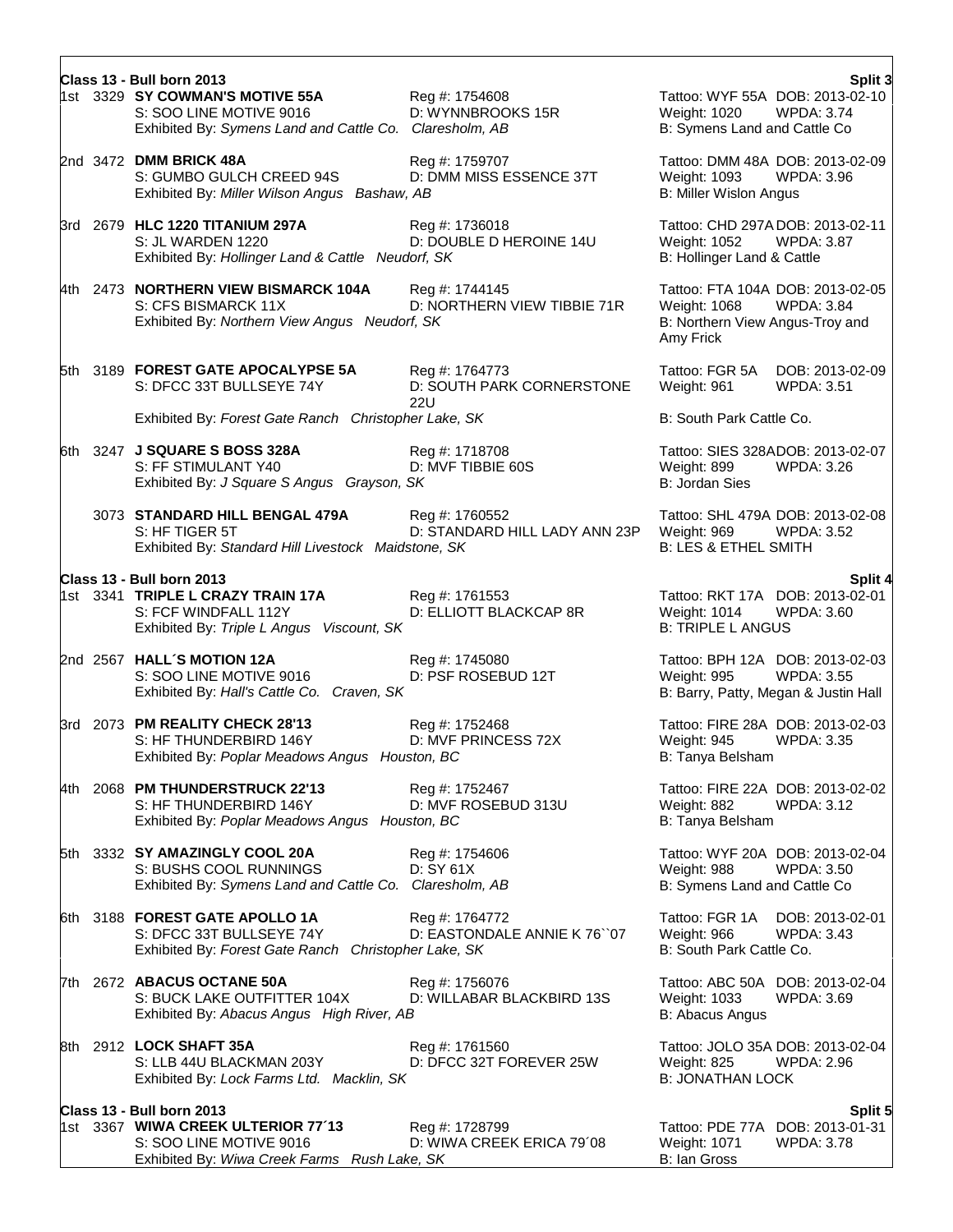## Class 13 - Bull born 2013 — Split 3

1st 3329 **SY COWMAN'S MOTIVE 55A** — Reg #: 1754608 — Tattoo: WYF 55A DOB: 2013-02-10
S: SOO LINE MOTIVE 9016 — D: WYNNBROOKS 15R — Weight: 1020 WPDA: 3.74
Exhibited By: *Symens Land and Cattle Co. Claresholm, AB* — B: Symens Land and Cattle Co

2nd 3472 **DMM BRICK 48A** — Reg #: 1759707 — Tattoo: DMM 48A DOB: 2013-02-09
S: GUMBO GULCH CREED 94S — D: DMM MISS ESSENCE 37T — Weight: 1093 WPDA: 3.96
Exhibited By: *Miller Wilson Angus Bashaw, AB* — B: Miller Wislon Angus

3rd 2679 **HLC 1220 TITANIUM 297A** — Reg #: 1736018 — Tattoo: CHD 297A DOB: 2013-02-11
S: JL WARDEN 1220 — D: DOUBLE D HEROINE 14U — Weight: 1052 WPDA: 3.87
Exhibited By: *Hollinger Land & Cattle Neudorf, SK* — B: Hollinger Land & Cattle

4th 2473 **NORTHERN VIEW BISMARCK 104A** — Reg #: 1744145 — Tattoo: FTA 104A DOB: 2013-02-05
S: CFS BISMARCK 11X — D: NORTHERN VIEW TIBBIE 71R — Weight: 1068 WPDA: 3.84
Exhibited By: *Northern View Angus Neudorf, SK* — B: Northern View Angus-Troy and Amy Frick

5th 3189 **FOREST GATE APOCALYPSE 5A** — Reg #: 1764773 — Tattoo: FGR 5A DOB: 2013-02-09
S: DFCC 33T BULLSEYE 74Y — D: SOUTH PARK CORNERSTONE 22U — Weight: 961 WPDA: 3.51
Exhibited By: *Forest Gate Ranch Christopher Lake, SK* — B: South Park Cattle Co.

6th 3247 **J SQUARE S BOSS 328A** — Reg #: 1718708 — Tattoo: SIES 328A DOB: 2013-02-07
S: FF STIMULANT Y40 — D: MVF TIBBIE 60S — Weight: 899 WPDA: 3.26
Exhibited By: *J Square S Angus Grayson, SK* — B: Jordan Sies

3073 **STANDARD HILL BENGAL 479A** — Reg #: 1760552 — Tattoo: SHL 479A DOB: 2013-02-08
S: HF TIGER 5T — D: STANDARD HILL LADY ANN 23P — Weight: 969 WPDA: 3.52
Exhibited By: *Standard Hill Livestock Maidstone, SK* — B: LES & ETHEL SMITH

## Class 13 - Bull born 2013 — Split 4

1st 3341 **TRIPLE L CRAZY TRAIN 17A** — Reg #: 1761553 — Tattoo: RKT 17A DOB: 2013-02-01
S: FCF WINDFALL 112Y — D: ELLIOTT BLACKCAP 8R — Weight: 1014 WPDA: 3.60
Exhibited By: *Triple L Angus Viscount, SK* — B: TRIPLE L ANGUS

2nd 2567 **HALL´S MOTION 12A** — Reg #: 1745080 — Tattoo: BPH 12A DOB: 2013-02-03
S: SOO LINE MOTIVE 9016 — D: PSF ROSEBUD 12T — Weight: 995 WPDA: 3.55
Exhibited By: *Hall's Cattle Co. Craven, SK* — B: Barry, Patty, Megan & Justin Hall

3rd 2073 **PM REALITY CHECK 28'13** — Reg #: 1752468 — Tattoo: FIRE 28A DOB: 2013-02-03
S: HF THUNDERBIRD 146Y — D: MVF PRINCESS 72X — Weight: 945 WPDA: 3.35
Exhibited By: *Poplar Meadows Angus Houston, BC* — B: Tanya Belsham

4th 2068 **PM THUNDERSTRUCK 22'13** — Reg #: 1752467 — Tattoo: FIRE 22A DOB: 2013-02-02
S: HF THUNDERBIRD 146Y — D: MVF ROSEBUD 313U — Weight: 882 WPDA: 3.12
Exhibited By: *Poplar Meadows Angus Houston, BC* — B: Tanya Belsham

5th 3332 **SY AMAZINGLY COOL 20A** — Reg #: 1754606 — Tattoo: WYF 20A DOB: 2013-02-04
S: BUSHS COOL RUNNINGS — D: SY 61X — Weight: 988 WPDA: 3.50
Exhibited By: *Symens Land and Cattle Co. Claresholm, AB* — B: Symens Land and Cattle Co

6th 3188 **FOREST GATE APOLLO 1A** — Reg #: 1764772 — Tattoo: FGR 1A DOB: 2013-02-01
S: DFCC 33T BULLSEYE 74Y — D: EASTONDALE ANNIE K 76``07 — Weight: 966 WPDA: 3.43
Exhibited By: *Forest Gate Ranch Christopher Lake, SK* — B: South Park Cattle Co.

7th 2672 **ABACUS OCTANE 50A** — Reg #: 1756076 — Tattoo: ABC 50A DOB: 2013-02-04
S: BUCK LAKE OUTFITTER 104X — D: WILLABAR BLACKBIRD 13S — Weight: 1033 WPDA: 3.69
Exhibited By: *Abacus Angus High River, AB* — B: Abacus Angus

8th 2912 **LOCK SHAFT 35A** — Reg #: 1761560 — Tattoo: JOLO 35A DOB: 2013-02-04
S: LLB 44U BLACKMAN 203Y — D: DFCC 32T FOREVER 25W — Weight: 825 WPDA: 2.96
Exhibited By: *Lock Farms Ltd. Macklin, SK* — B: JONATHAN LOCK

## Class 13 - Bull born 2013 — Split 5

1st 3367 **WIWA CREEK ULTERIOR 77´13** — Reg #: 1728799 — Tattoo: PDE 77A DOB: 2013-01-31
S: SOO LINE MOTIVE 9016 — D: WIWA CREEK ERICA 79´08 — Weight: 1071 WPDA: 3.78
Exhibited By: *Wiwa Creek Farms Rush Lake, SK* — B: Ian Gross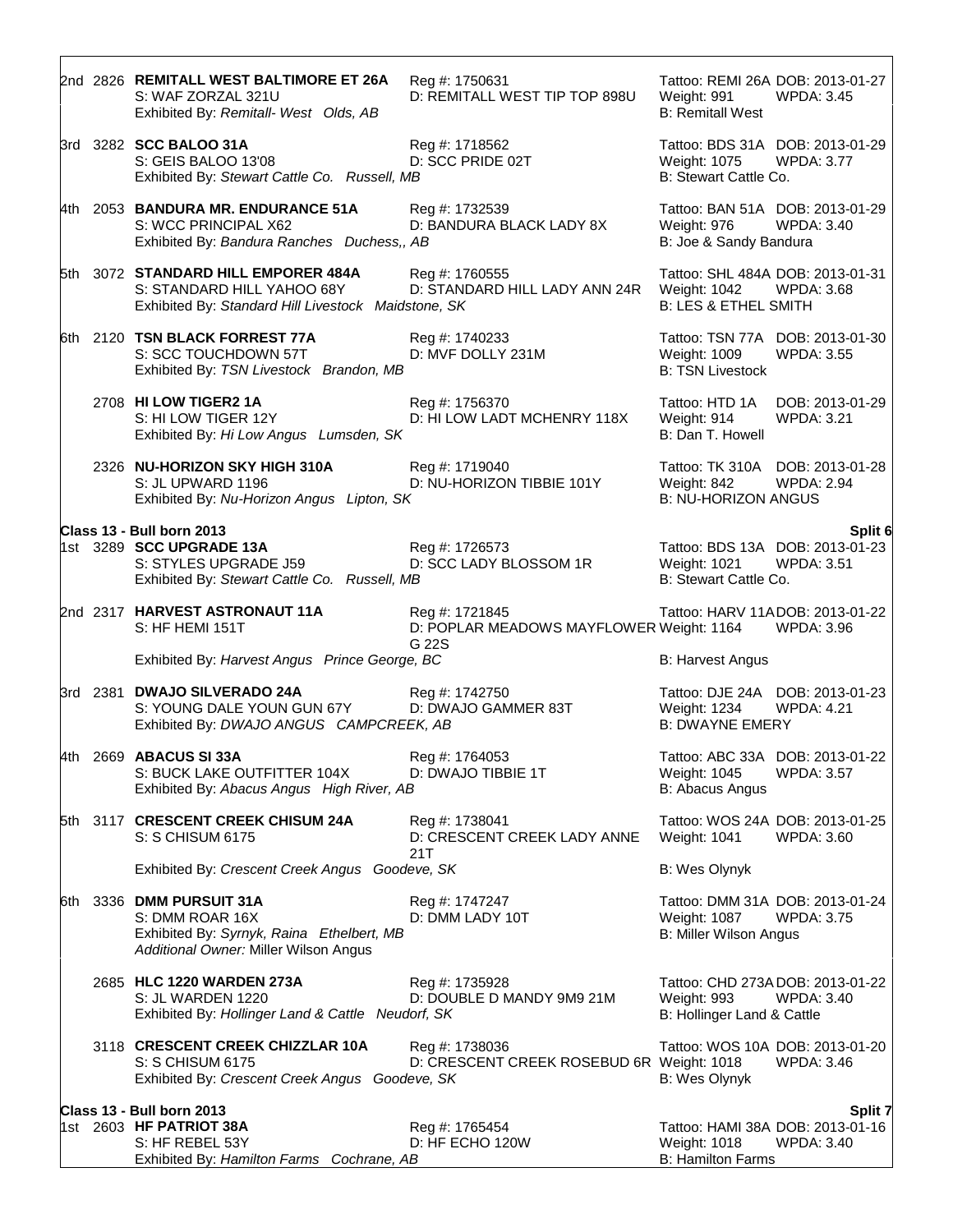2nd 2826 **REMITALL WEST BALTIMORE ET 26A** Reg #: 1750631 Tattoo: REMI 26A DOB: 2013-01-27
S: WAF ZORZAL 321U D: REMITALL WEST TIP TOP 898U Weight: 991 WPDA: 3.45
Exhibited By: *Remitall- West Olds, AB* B: Remitall West

3rd 3282 **SCC BALOO 31A** Reg #: 1718562 Tattoo: BDS 31A DOB: 2013-01-29
S: GEIS BALOO 13'08 D: SCC PRIDE 02T Weight: 1075 WPDA: 3.77
Exhibited By: *Stewart Cattle Co. Russell, MB* B: Stewart Cattle Co.

4th 2053 **BANDURA MR. ENDURANCE 51A** Reg #: 1732539 Tattoo: BAN 51A DOB: 2013-01-29
S: WCC PRINCIPAL X62 D: BANDURA BLACK LADY 8X Weight: 976 WPDA: 3.40
Exhibited By: *Bandura Ranches Duchess,, AB* B: Joe & Sandy Bandura

5th 3072 **STANDARD HILL EMPORER 484A** Reg #: 1760555 Tattoo: SHL 484A DOB: 2013-01-31
S: STANDARD HILL YAHOO 68Y D: STANDARD HILL LADY ANN 24R Weight: 1042 WPDA: 3.68
Exhibited By: *Standard Hill Livestock Maidstone, SK* B: LES & ETHEL SMITH

6th 2120 **TSN BLACK FORREST 77A** Reg #: 1740233 Tattoo: TSN 77A DOB: 2013-01-30
S: SCC TOUCHDOWN 57T D: MVF DOLLY 231M Weight: 1009 WPDA: 3.55
Exhibited By: *TSN Livestock Brandon, MB* B: TSN Livestock

2708 **HI LOW TIGER2 1A** Reg #: 1756370 Tattoo: HTD 1A DOB: 2013-01-29
S: HI LOW TIGER 12Y D: HI LOW LADT MCHENRY 118X Weight: 914 WPDA: 3.21
Exhibited By: *Hi Low Angus Lumsden, SK* B: Dan T. Howell

2326 **NU-HORIZON SKY HIGH 310A** Reg #: 1719040 Tattoo: TK 310A DOB: 2013-01-28
S: JL UPWARD 1196 D: NU-HORIZON TIBBIE 101Y Weight: 842 WPDA: 2.94
Exhibited By: *Nu-Horizon Angus Lipton, SK* B: NU-HORIZON ANGUS

**Class 13 - Bull born 2013** **Split 6**

1st 3289 **SCC UPGRADE 13A** Reg #: 1726573 Tattoo: BDS 13A DOB: 2013-01-23
S: STYLES UPGRADE J59 D: SCC LADY BLOSSOM 1R Weight: 1021 WPDA: 3.51
Exhibited By: *Stewart Cattle Co. Russell, MB* B: Stewart Cattle Co.

2nd 2317 **HARVEST ASTRONAUT 11A** Reg #: 1721845 Tattoo: HARV 11A DOB: 2013-01-22
S: HF HEMI 151T D: POPLAR MEADOWS MAYFLOWER G 22S Weight: 1164 WPDA: 3.96
Exhibited By: *Harvest Angus Prince George, BC* B: Harvest Angus

3rd 2381 **DWAJO SILVERADO 24A** Reg #: 1742750 Tattoo: DJE 24A DOB: 2013-01-23
S: YOUNG DALE YOUN GUN 67Y D: DWAJO GAMMER 83T Weight: 1234 WPDA: 4.21
Exhibited By: *DWAJO ANGUS CAMPCREEK, AB* B: DWAYNE EMERY

4th 2669 **ABACUS SI 33A** Reg #: 1764053 Tattoo: ABC 33A DOB: 2013-01-22
S: BUCK LAKE OUTFITTER 104X D: DWAJO TIBBIE 1T Weight: 1045 WPDA: 3.57
Exhibited By: *Abacus Angus High River, AB* B: Abacus Angus

5th 3117 **CRESCENT CREEK CHISUM 24A** Reg #: 1738041 Tattoo: WOS 24A DOB: 2013-01-25
S: S CHISUM 6175 D: CRESCENT CREEK LADY ANNE 21T Weight: 1041 WPDA: 3.60
Exhibited By: *Crescent Creek Angus Goodeve, SK* B: Wes Olynyk

6th 3336 **DMM PURSUIT 31A** Reg #: 1747247 Tattoo: DMM 31A DOB: 2013-01-24
S: DMM ROAR 16X D: DMM LADY 10T Weight: 1087 WPDA: 3.75
Exhibited By: *Syrnyk, Raina Ethelbert, MB* B: Miller Wilson Angus
*Additional Owner:* Miller Wilson Angus

2685 **HLC 1220 WARDEN 273A** Reg #: 1735928 Tattoo: CHD 273A DOB: 2013-01-22
S: JL WARDEN 1220 D: DOUBLE D MANDY 9M9 21M Weight: 993 WPDA: 3.40
Exhibited By: *Hollinger Land & Cattle Neudorf, SK* B: Hollinger Land & Cattle

3118 **CRESCENT CREEK CHIZZLAR 10A** Reg #: 1738036 Tattoo: WOS 10A DOB: 2013-01-20
S: S CHISUM 6175 D: CRESCENT CREEK ROSEBUD 6R Weight: 1018 WPDA: 3.46
Exhibited By: *Crescent Creek Angus Goodeve, SK* B: Wes Olynyk

**Class 13 - Bull born 2013** **Split 7**

1st 2603 **HF PATRIOT 38A** Reg #: 1765454 Tattoo: HAMI 38A DOB: 2013-01-16
S: HF REBEL 53Y D: HF ECHO 120W Weight: 1018 WPDA: 3.40
Exhibited By: *Hamilton Farms Cochrane, AB* B: Hamilton Farms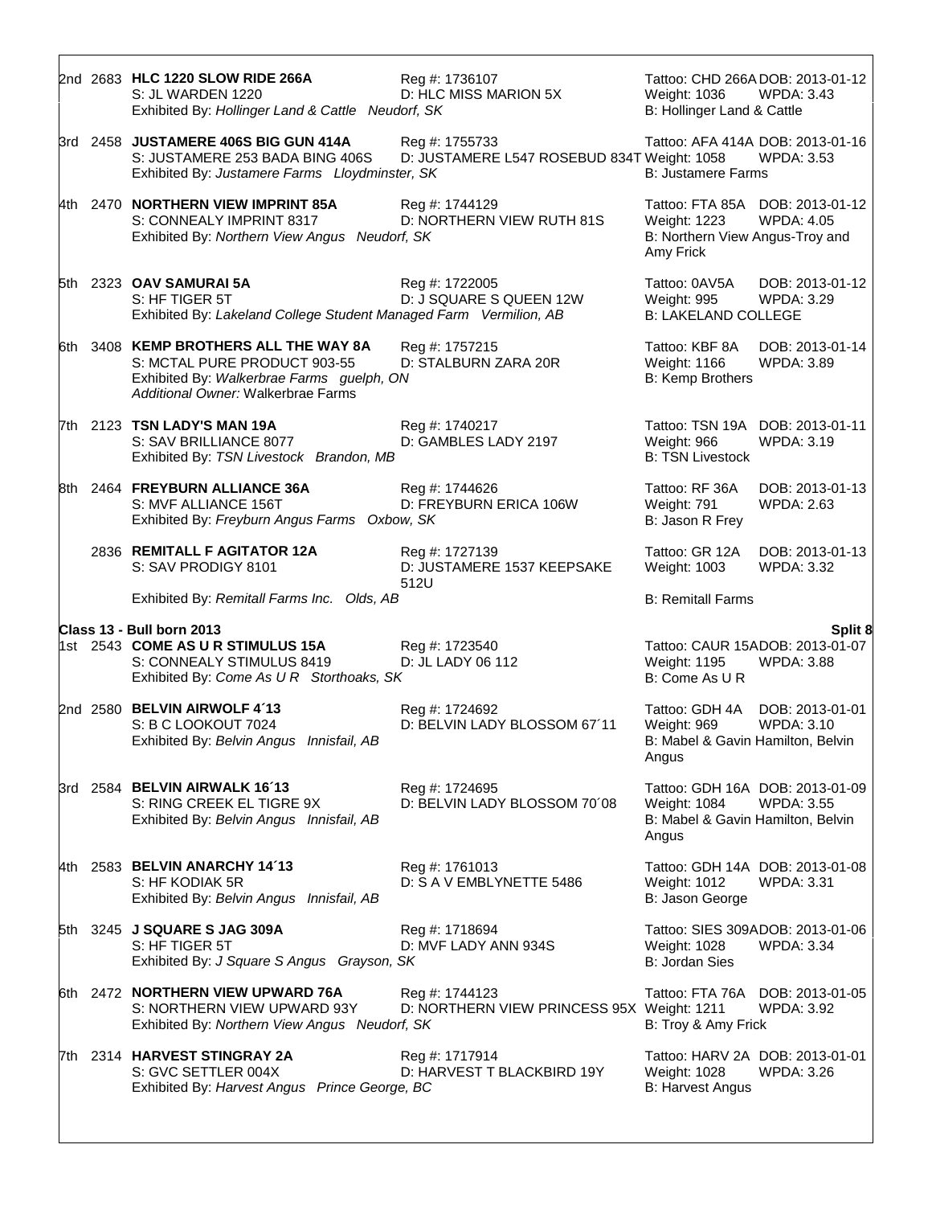2nd 2683 **HLC 1220 SLOW RIDE 266A** Reg #: 1736107 Tattoo: CHD 266A DOB: 2013-01-12
S: JL WARDEN 1220 D: HLC MISS MARION 5X Weight: 1036 WPDA: 3.43
Exhibited By: *Hollinger Land & Cattle Neudorf, SK* B: Hollinger Land & Cattle

3rd 2458 **JUSTAMERE 406S BIG GUN 414A** Reg #: 1755733 Tattoo: AFA 414A DOB: 2013-01-16
S: JUSTAMERE 253 BADA BING 406S D: JUSTAMERE L547 ROSEBUD 834T Weight: 1058 WPDA: 3.53
Exhibited By: *Justamere Farms Lloydminster, SK* B: Justamere Farms

4th 2470 **NORTHERN VIEW IMPRINT 85A** Reg #: 1744129 Tattoo: FTA 85A DOB: 2013-01-12
S: CONNEALY IMPRINT 8317 D: NORTHERN VIEW RUTH 81S Weight: 1223 WPDA: 4.05
Exhibited By: *Northern View Angus Neudorf, SK* B: Northern View Angus-Troy and Amy Frick

5th 2323 **OAV SAMURAI 5A** Reg #: 1722005 Tattoo: 0AV5A DOB: 2013-01-12
S: HF TIGER 5T D: J SQUARE S QUEEN 12W Weight: 995 WPDA: 3.29
Exhibited By: *Lakeland College Student Managed Farm Vermilion, AB* B: LAKELAND COLLEGE

6th 3408 **KEMP BROTHERS ALL THE WAY 8A** Reg #: 1757215 Tattoo: KBF 8A DOB: 2013-01-14
S: MCTAL PURE PRODUCT 903-55 D: STALBURN ZARA 20R Weight: 1166 WPDA: 3.89
Exhibited By: *Walkerbrae Farms guelph, ON* B: Kemp Brothers
*Additional Owner:* Walkerbrae Farms

7th 2123 **TSN LADY'S MAN 19A** Reg #: 1740217 Tattoo: TSN 19A DOB: 2013-01-11
S: SAV BRILLIANCE 8077 D: GAMBLES LADY 2197 Weight: 966 WPDA: 3.19
Exhibited By: *TSN Livestock Brandon, MB* B: TSN Livestock

8th 2464 **FREYBURN ALLIANCE 36A** Reg #: 1744626 Tattoo: RF 36A DOB: 2013-01-13
S: MVF ALLIANCE 156T D: FREYBURN ERICA 106W Weight: 791 WPDA: 2.63
Exhibited By: *Freyburn Angus Farms Oxbow, SK* B: Jason R Frey

2836 **REMITALL F AGITATOR 12A** Reg #: 1727139 Tattoo: GR 12A DOB: 2013-01-13
S: SAV PRODIGY 8101 D: JUSTAMERE 1537 KEEPSAKE 512U Weight: 1003 WPDA: 3.32
Exhibited By: *Remitall Farms Inc. Olds, AB* B: Remitall Farms

**Class 13 - Bull born 2013** **Split 8**

1st 2543 **COME AS U R STIMULUS 15A** Reg #: 1723540 Tattoo: CAUR 15A DOB: 2013-01-07
S: CONNEALY STIMULUS 8419 D: JL LADY 06 112 Weight: 1195 WPDA: 3.88
Exhibited By: *Come As U R Storthoaks, SK* B: Come As U R

2nd 2580 **BELVIN AIRWOLF 4´13** Reg #: 1724692 Tattoo: GDH 4A DOB: 2013-01-01
S: B C LOOKOUT 7024 D: BELVIN LADY BLOSSOM 67´11 Weight: 969 WPDA: 3.10
Exhibited By: *Belvin Angus Innisfail, AB* B: Mabel & Gavin Hamilton, Belvin Angus

3rd 2584 **BELVIN AIRWALK 16´13** Reg #: 1724695 Tattoo: GDH 16A DOB: 2013-01-09
S: RING CREEK EL TIGRE 9X D: BELVIN LADY BLOSSOM 70´08 Weight: 1084 WPDA: 3.55
Exhibited By: *Belvin Angus Innisfail, AB* B: Mabel & Gavin Hamilton, Belvin Angus

4th 2583 **BELVIN ANARCHY 14´13** Reg #: 1761013 Tattoo: GDH 14A DOB: 2013-01-08
S: HF KODIAK 5R D: S A V EMBLYNETTE 5486 Weight: 1012 WPDA: 3.31
Exhibited By: *Belvin Angus Innisfail, AB* B: Jason George

5th 3245 **J SQUARE S JAG 309A** Reg #: 1718694 Tattoo: SIES 309A DOB: 2013-01-06
S: HF TIGER 5T D: MVF LADY ANN 934S Weight: 1028 WPDA: 3.34
Exhibited By: *J Square S Angus Grayson, SK* B: Jordan Sies

6th 2472 **NORTHERN VIEW UPWARD 76A** Reg #: 1744123 Tattoo: FTA 76A DOB: 2013-01-05
S: NORTHERN VIEW UPWARD 93Y D: NORTHERN VIEW PRINCESS 95X Weight: 1211 WPDA: 3.92
Exhibited By: *Northern View Angus Neudorf, SK* B: Troy & Amy Frick

7th 2314 **HARVEST STINGRAY 2A** Reg #: 1717914 Tattoo: HARV 2A DOB: 2013-01-01
S: GVC SETTLER 004X D: HARVEST T BLACKBIRD 19Y Weight: 1028 WPDA: 3.26
Exhibited By: *Harvest Angus Prince George, BC* B: Harvest Angus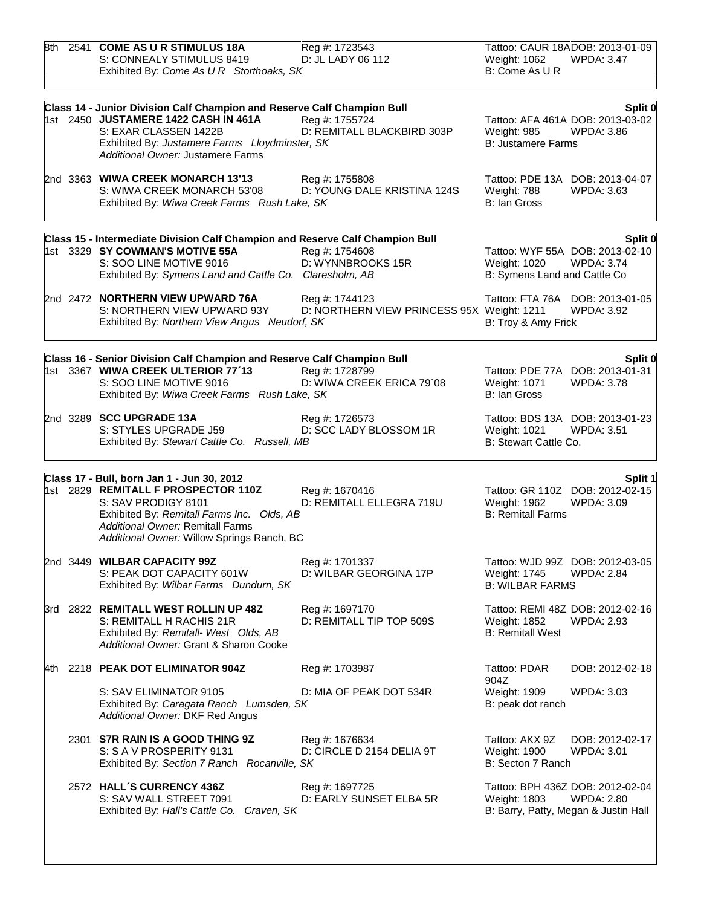8th 2541 **COME AS U R STIMULUS 18A** Reg #: 1723543 Tattoo: CAUR 18A DOB: 2013-01-09
S: CONNEALY STIMULUS 8419 D: JL LADY 06 112 Weight: 1062 WPDA: 3.47
Exhibited By: *Come As U R Storthoaks, SK* B: Come As U R

### Class 14 - Junior Division Calf Champion and Reserve Calf Champion Bull — Split 0

1st 2450 **JUSTAMERE 1422 CASH IN 461A** Reg #: 1755724 Tattoo: AFA 461A DOB: 2013-03-02
S: EXAR CLASSEN 1422B D: REMITALL BLACKBIRD 303P Weight: 985 WPDA: 3.86
Exhibited By: *Justamere Farms Lloydminster, SK* B: Justamere Farms
*Additional Owner:* Justamere Farms

2nd 3363 **WIWA CREEK MONARCH 13'13** Reg #: 1755808 Tattoo: PDE 13A DOB: 2013-04-07
S: WIWA CREEK MONARCH 53'08 D: YOUNG DALE KRISTINA 124S Weight: 788 WPDA: 3.63
Exhibited By: *Wiwa Creek Farms Rush Lake, SK* B: Ian Gross

### Class 15 - Intermediate Division Calf Champion and Reserve Calf Champion Bull — Split 0

1st 3329 **SY COWMAN'S MOTIVE 55A** Reg #: 1754608 Tattoo: WYF 55A DOB: 2013-02-10
S: SOO LINE MOTIVE 9016 D: WYNNBROOKS 15R Weight: 1020 WPDA: 3.74
Exhibited By: *Symens Land and Cattle Co. Claresholm, AB* B: Symens Land and Cattle Co

2nd 2472 **NORTHERN VIEW UPWARD 76A** Reg #: 1744123 Tattoo: FTA 76A DOB: 2013-01-05
S: NORTHERN VIEW UPWARD 93Y D: NORTHERN VIEW PRINCESS 95X Weight: 1211 WPDA: 3.92
Exhibited By: *Northern View Angus Neudorf, SK* B: Troy & Amy Frick

### Class 16 - Senior Division Calf Champion and Reserve Calf Champion Bull — Split 0

1st 3367 **WIWA CREEK ULTERIOR 77´13** Reg #: 1728799 Tattoo: PDE 77A DOB: 2013-01-31
S: SOO LINE MOTIVE 9016 D: WIWA CREEK ERICA 79´08 Weight: 1071 WPDA: 3.78
Exhibited By: *Wiwa Creek Farms Rush Lake, SK* B: Ian Gross

2nd 3289 **SCC UPGRADE 13A** Reg #: 1726573 Tattoo: BDS 13A DOB: 2013-01-23
S: STYLES UPGRADE J59 D: SCC LADY BLOSSOM 1R Weight: 1021 WPDA: 3.51
Exhibited By: *Stewart Cattle Co. Russell, MB* B: Stewart Cattle Co.

### Class 17 - Bull, born Jan 1 - Jun 30, 2012 — Split 1

1st 2829 **REMITALL F PROSPECTOR 110Z** Reg #: 1670416 Tattoo: GR 110Z DOB: 2012-02-15
S: SAV PRODIGY 8101 D: REMITALL ELLEGRA 719U Weight: 1962 WPDA: 3.09
Exhibited By: *Remitall Farms Inc. Olds, AB* B: Remitall Farms
*Additional Owner:* Remitall Farms
*Additional Owner:* Willow Springs Ranch, BC

2nd 3449 **WILBAR CAPACITY 99Z** Reg #: 1701337 Tattoo: WJD 99Z DOB: 2012-03-05
S: PEAK DOT CAPACITY 601W D: WILBAR GEORGINA 17P Weight: 1745 WPDA: 2.84
Exhibited By: *Wilbar Farms Dundurn, SK* B: WILBAR FARMS

3rd 2822 **REMITALL WEST ROLLIN UP 48Z** Reg #: 1697170 Tattoo: REMI 48Z DOB: 2012-02-16
S: REMITALL H RACHIS 21R D: REMITALL TIP TOP 509S Weight: 1852 WPDA: 2.93
Exhibited By: *Remitall- West Olds, AB* B: Remitall West
*Additional Owner:* Grant & Sharon Cooke

4th 2218 **PEAK DOT ELIMINATOR 904Z** Reg #: 1703987 Tattoo: PDAR 904Z DOB: 2012-02-18
S: SAV ELIMINATOR 9105 D: MIA OF PEAK DOT 534R Weight: 1909 WPDA: 3.03
Exhibited By: *Caragata Ranch Lumsden, SK* B: peak dot ranch
*Additional Owner:* DKF Red Angus

2301 **S7R RAIN IS A GOOD THING 9Z** Reg #: 1676634 Tattoo: AKX 9Z DOB: 2012-02-17
S: S A V PROSPERITY 9131 D: CIRCLE D 2154 DELIA 9T Weight: 1900 WPDA: 3.01
Exhibited By: *Section 7 Ranch Rocanville, SK* B: Secton 7 Ranch

2572 **HALL´S CURRENCY 436Z** Reg #: 1697725 Tattoo: BPH 436Z DOB: 2012-02-04
S: SAV WALL STREET 7091 D: EARLY SUNSET ELBA 5R Weight: 1803 WPDA: 2.80
Exhibited By: *Hall's Cattle Co. Craven, SK* B: Barry, Patty, Megan & Justin Hall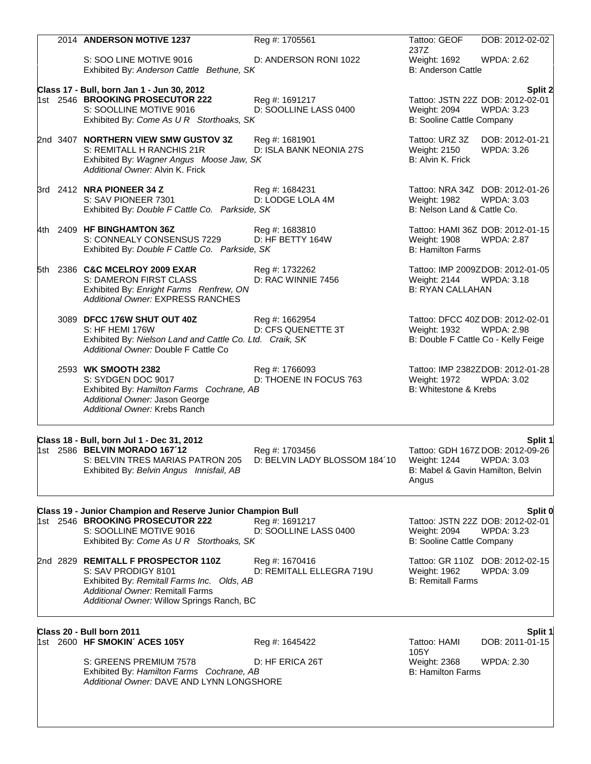2014 **ANDERSON MOTIVE 1237** Reg #: 1705561 Tattoo: GEOF 237Z DOB: 2012-02-02
S: SOO LINE MOTIVE 9016 D: ANDERSON RONI 1022 Weight: 1692 WPDA: 2.62
Exhibited By: *Anderson Cattle Bethune, SK* B: Anderson Cattle

**Class 17 - Bull, born Jan 1 - Jun 30, 2012** **Split 2**

1st 2546 **BROOKING PROSECUTOR 222** Reg #: 1691217 Tattoo: JSTN 22Z DOB: 2012-02-01
S: SOOLLINE MOTIVE 9016 D: SOOLLINE LASS 0400 Weight: 2094 WPDA: 3.23
Exhibited By: *Come As U R Storthoaks, SK* B: Sooline Cattle Company

2nd 3407 **NORTHERN VIEW SMW GUSTOV 3Z** Reg #: 1681901 Tattoo: URZ 3Z DOB: 2012-01-21
S: REMITALL H RANCHIS 21R D: ISLA BANK NEONIA 27S Weight: 2150 WPDA: 3.26
Exhibited By: *Wagner Angus Moose Jaw, SK* B: Alvin K. Frick
*Additional Owner:* Alvin K. Frick

3rd 2412 **NRA PIONEER 34 Z** Reg #: 1684231 Tattoo: NRA 34Z DOB: 2012-01-26
S: SAV PIONEER 7301 D: LODGE LOLA 4M Weight: 1982 WPDA: 3.03
Exhibited By: *Double F Cattle Co. Parkside, SK* B: Nelson Land & Cattle Co.

4th 2409 **HF BINGHAMTON 36Z** Reg #: 1683810 Tattoo: HAMI 36Z DOB: 2012-01-15
S: CONNEALY CONSENSUS 7229 D: HF BETTY 164W Weight: 1908 WPDA: 2.87
Exhibited By: *Double F Cattle Co. Parkside, SK* B: Hamilton Farms

5th 2386 **C&C MCELROY 2009 EXAR** Reg #: 1732262 Tattoo: IMP 2009Z DOB: 2012-01-05
S: DAMERON FIRST CLASS D: RAC WINNIE 7456 Weight: 2144 WPDA: 3.18
Exhibited By: *Enright Farms Renfrew, ON* B: RYAN CALLAHAN
*Additional Owner:* EXPRESS RANCHES

3089 **DFCC 176W SHUT OUT 40Z** Reg #: 1662954 Tattoo: DFCC 40Z DOB: 2012-02-01
S: HF HEMI 176W D: CFS QUENETTE 3T Weight: 1932 WPDA: 2.98
Exhibited By: *Nielson Land and Cattle Co. Ltd. Craik, SK* B: Double F Cattle Co - Kelly Feige
*Additional Owner:* Double F Cattle Co

2593 **WK SMOOTH 2382** Reg #: 1766093 Tattoo: IMP 2382Z DOB: 2012-01-28
S: SYDGEN DOC 9017 D: THOENE IN FOCUS 763 Weight: 1972 WPDA: 3.02
Exhibited By: *Hamilton Farms Cochrane, AB* B: Whitestone & Krebs
*Additional Owner:* Jason George
*Additional Owner:* Krebs Ranch

**Class 18 - Bull, born Jul 1 - Dec 31, 2012** **Split 1**

1st 2586 **BELVIN MORADO 167´12** Reg #: 1703456 Tattoo: GDH 167Z DOB: 2012-09-26
S: BELVIN TRES MARIAS PATRON 205 D: BELVIN LADY BLOSSOM 184´10 Weight: 1244 WPDA: 3.03
Exhibited By: *Belvin Angus Innisfail, AB* B: Mabel & Gavin Hamilton, Belvin Angus

**Class 19 - Junior Champion and Reserve Junior Champion Bull** **Split 0**

1st 2546 **BROOKING PROSECUTOR 222** Reg #: 1691217 Tattoo: JSTN 22Z DOB: 2012-02-01
S: SOOLLINE MOTIVE 9016 D: SOOLLINE LASS 0400 Weight: 2094 WPDA: 3.23
Exhibited By: *Come As U R Storthoaks, SK* B: Sooline Cattle Company

2nd 2829 **REMITALL F PROSPECTOR 110Z** Reg #: 1670416 Tattoo: GR 110Z DOB: 2012-02-15
S: SAV PRODIGY 8101 D: REMITALL ELLEGRA 719U Weight: 1962 WPDA: 3.09
Exhibited By: *Remitall Farms Inc. Olds, AB* B: Remitall Farms
*Additional Owner:* Remitall Farms
*Additional Owner:* Willow Springs Ranch, BC

**Class 20 - Bull born 2011** **Split 1**

1st 2600 **HF SMOKIN´ ACES 105Y** Reg #: 1645422 Tattoo: HAMI 105Y DOB: 2011-01-15
S: GREENS PREMIUM 7578 D: HF ERICA 26T Weight: 2368 WPDA: 2.30
Exhibited By: *Hamilton Farms Cochrane, AB* B: Hamilton Farms
*Additional Owner:* DAVE AND LYNN LONGSHORE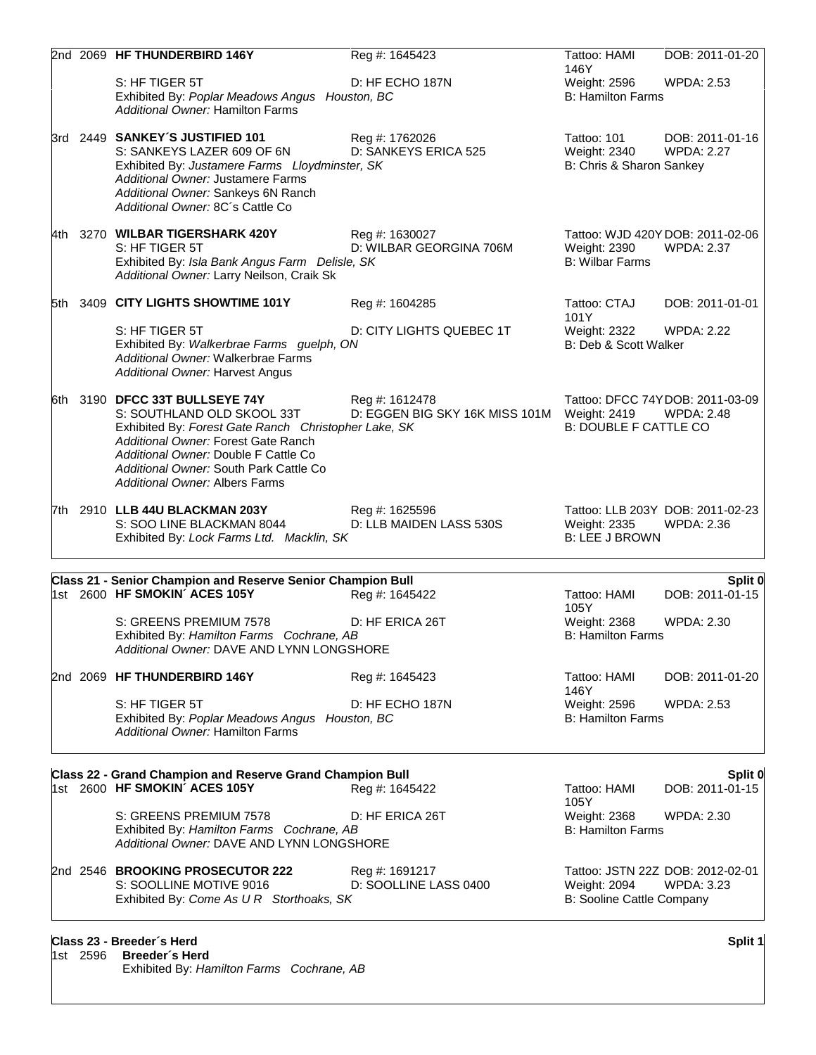2nd 2069 **HF THUNDERBIRD 146Y** Reg #: 1645423 Tattoo: HAMI 146Y DOB: 2011-01-20
S: HF TIGER 5T D: HF ECHO 187N Weight: 2596 WPDA: 2.53
Exhibited By: *Poplar Meadows Angus Houston, BC* B: Hamilton Farms
*Additional Owner:* Hamilton Farms

3rd 2449 **SANKEY´S JUSTIFIED 101** Reg #: 1762026 Tattoo: 101 DOB: 2011-01-16
S: SANKEYS LAZER 609 OF 6N D: SANKEYS ERICA 525 Weight: 2340 WPDA: 2.27
Exhibited By: *Justamere Farms Lloydminster, SK* B: Chris & Sharon Sankey
*Additional Owner:* Justamere Farms
*Additional Owner:* Sankeys 6N Ranch
*Additional Owner:* 8C´s Cattle Co

4th 3270 **WILBAR TIGERSHARK 420Y** Reg #: 1630027 Tattoo: WJD 420Y DOB: 2011-02-06
S: HF TIGER 5T D: WILBAR GEORGINA 706M Weight: 2390 WPDA: 2.37
Exhibited By: *Isla Bank Angus Farm Delisle, SK* B: Wilbar Farms
*Additional Owner:* Larry Neilson, Craik Sk

5th 3409 **CITY LIGHTS SHOWTIME 101Y** Reg #: 1604285 Tattoo: CTAJ 101Y DOB: 2011-01-01
S: HF TIGER 5T D: CITY LIGHTS QUEBEC 1T Weight: 2322 WPDA: 2.22
Exhibited By: *Walkerbrae Farms guelph, ON* B: Deb & Scott Walker
*Additional Owner:* Walkerbrae Farms
*Additional Owner:* Harvest Angus

6th 3190 **DFCC 33T BULLSEYE 74Y** Reg #: 1612478 Tattoo: DFCC 74Y DOB: 2011-03-09
S: SOUTHLAND OLD SKOOL 33T D: EGGEN BIG SKY 16K MISS 101M Weight: 2419 WPDA: 2.48
Exhibited By: *Forest Gate Ranch Christopher Lake, SK* B: DOUBLE F CATTLE CO
*Additional Owner:* Forest Gate Ranch
*Additional Owner:* Double F Cattle Co
*Additional Owner:* South Park Cattle Co
*Additional Owner:* Albers Farms

7th 2910 **LLB 44U BLACKMAN 203Y** Reg #: 1625596 Tattoo: LLB 203Y DOB: 2011-02-23
S: SOO LINE BLACKMAN 8044 D: LLB MAIDEN LASS 530S Weight: 2335 WPDA: 2.36
Exhibited By: *Lock Farms Ltd. Macklin, SK* B: LEE J BROWN

**Class 21 - Senior Champion and Reserve Senior Champion Bull** **Split 0**

1st 2600 **HF SMOKIN´ ACES 105Y** Reg #: 1645422 Tattoo: HAMI 105Y DOB: 2011-01-15
S: GREENS PREMIUM 7578 D: HF ERICA 26T Weight: 2368 WPDA: 2.30
Exhibited By: *Hamilton Farms Cochrane, AB* B: Hamilton Farms
*Additional Owner:* DAVE AND LYNN LONGSHORE

2nd 2069 **HF THUNDERBIRD 146Y** Reg #: 1645423 Tattoo: HAMI 146Y DOB: 2011-01-20
S: HF TIGER 5T D: HF ECHO 187N Weight: 2596 WPDA: 2.53
Exhibited By: *Poplar Meadows Angus Houston, BC* B: Hamilton Farms
*Additional Owner:* Hamilton Farms

**Class 22 - Grand Champion and Reserve Grand Champion Bull** **Split 0**

1st 2600 **HF SMOKIN´ ACES 105Y** Reg #: 1645422 Tattoo: HAMI 105Y DOB: 2011-01-15
S: GREENS PREMIUM 7578 D: HF ERICA 26T Weight: 2368 WPDA: 2.30
Exhibited By: *Hamilton Farms Cochrane, AB* B: Hamilton Farms
*Additional Owner:* DAVE AND LYNN LONGSHORE

2nd 2546 **BROOKING PROSECUTOR 222** Reg #: 1691217 Tattoo: JSTN 22Z DOB: 2012-02-01
S: SOOLLINE MOTIVE 9016 D: SOOLLINE LASS 0400 Weight: 2094 WPDA: 3.23
Exhibited By: *Come As U R Storthoaks, SK* B: Sooline Cattle Company

**Class 23 - Breeder´s Herd** **Split 1**

1st 2596 **Breeder´s Herd**
Exhibited By: *Hamilton Farms Cochrane, AB*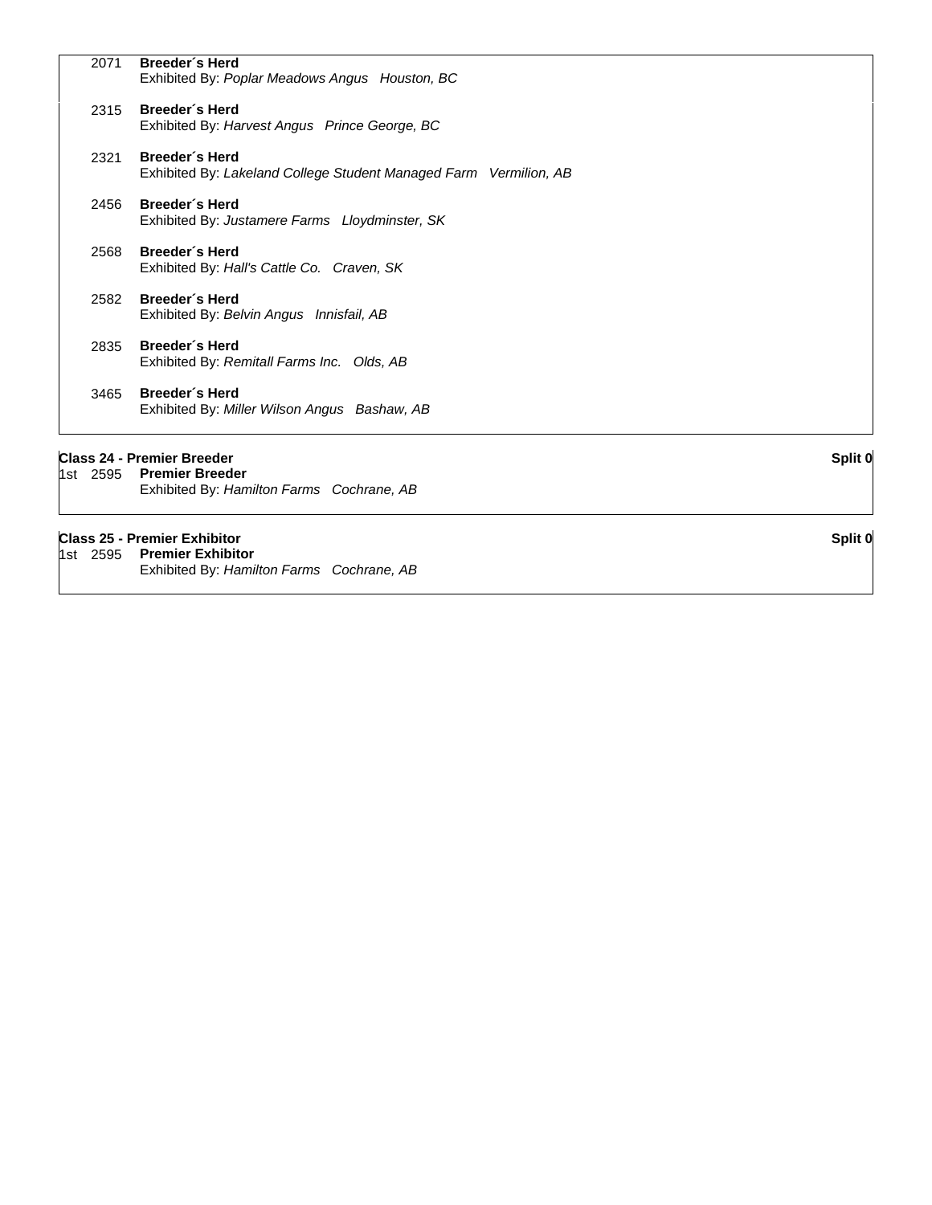2071 **Breeder´s Herd**
Exhibited By: *Poplar Meadows Angus   Houston, BC*

2315 **Breeder´s Herd**
Exhibited By: *Harvest Angus   Prince George, BC*

2321 **Breeder´s Herd**
Exhibited By: *Lakeland College Student Managed Farm   Vermilion, AB*

2456 **Breeder´s Herd**
Exhibited By: *Justamere Farms   Lloydminster, SK*

2568 **Breeder´s Herd**
Exhibited By: *Hall's Cattle Co.   Craven, SK*

2582 **Breeder´s Herd**
Exhibited By: *Belvin Angus   Innisfail, AB*

2835 **Breeder´s Herd**
Exhibited By: *Remitall Farms Inc.   Olds, AB*

3465 **Breeder´s Herd**
Exhibited By: *Miller Wilson Angus   Bashaw, AB*

**Class 24 - Premier Breeder** **Split 0**

1st 2595 **Premier Breeder**
Exhibited By: *Hamilton Farms   Cochrane, AB*

**Class 25 - Premier Exhibitor** **Split 0**

1st 2595 **Premier Exhibitor**
Exhibited By: *Hamilton Farms   Cochrane, AB*